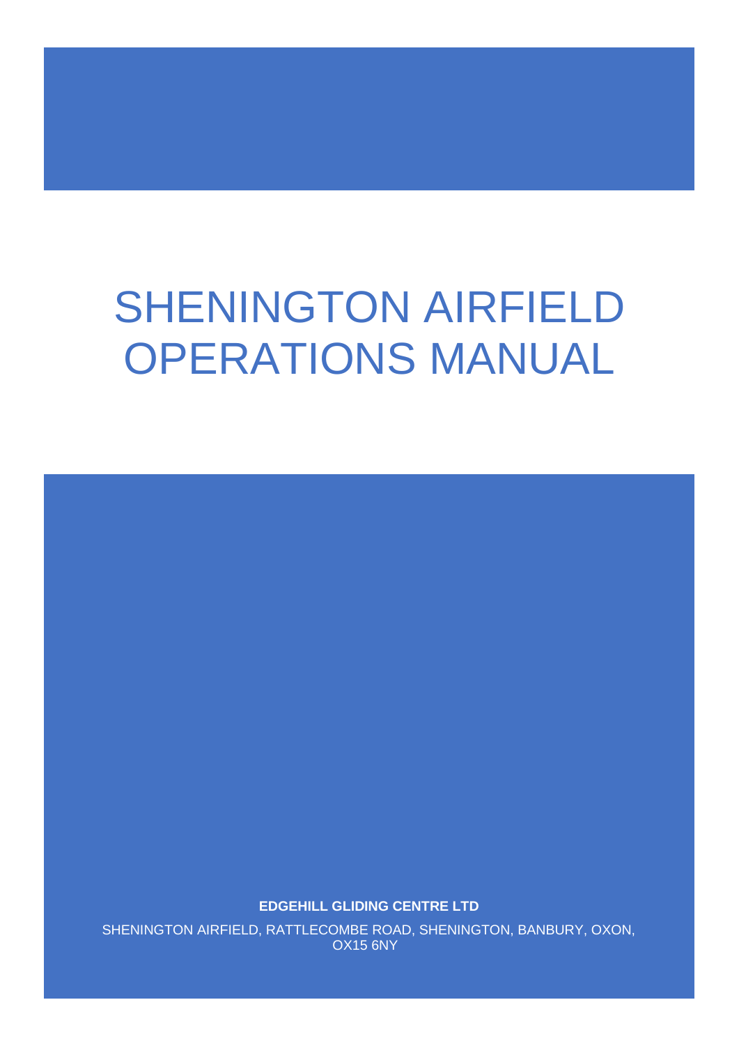# SHENINGTON AIRFIELD OPERATIONS MANUAL

**EDGEHILL GLIDING CENTRE LTD**

SHENINGTON AIRFIELD, RATTLECOMBE ROAD, SHENINGTON, BANBURY, OXON, OX15 6NY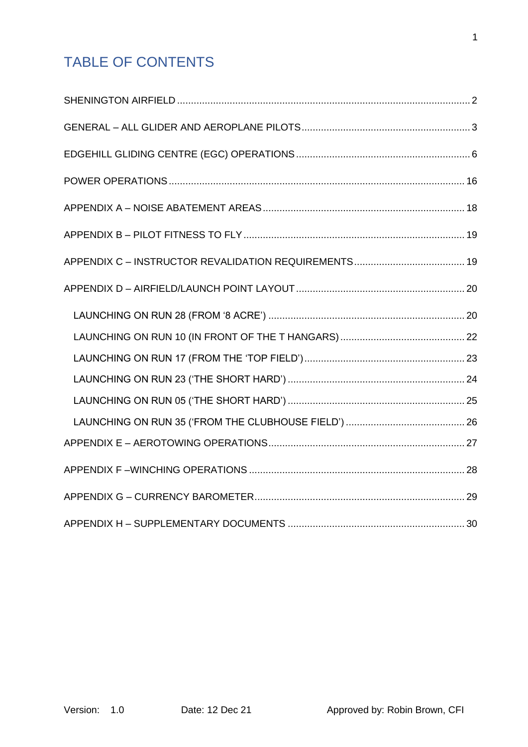# TABLE OF CONTENTS

SHENINGTON AIRFIELD ........................................................................................................ 2

GENERAL – ALL GLIDER AND AEROPLANE PILOTS ............................................................ 3

EDGEHILL GLIDING CENTRE (EGC) OPERATIONS .............................................................. 6

POWER OPERATIONS .......................................................................................................... 16

APPENDIX A – NOISE ABATEMENT AREAS ........................................................................ 18

APPENDIX B – PILOT FITNESS TO FLY ............................................................................... 19

APPENDIX C – INSTRUCTOR REVALIDATION REQUIREMENTS ........................................ 19

APPENDIX D – AIRFIELD/LAUNCH POINT LAYOUT ............................................................ 20

- LAUNCHING ON RUN 28 (FROM '8 ACRE') ....................................................................... 20
- LAUNCHING ON RUN 10 (IN FRONT OF THE T HANGARS) ............................................. 22
- LAUNCHING ON RUN 17 (FROM THE 'TOP FIELD') .......................................................... 23
- LAUNCHING ON RUN 23 ('THE SHORT HARD') ................................................................ 24
- LAUNCHING ON RUN 05 ('THE SHORT HARD') ................................................................ 25
- LAUNCHING ON RUN 35 ('FROM THE CLUBHOUSE FIELD') ........................................... 26

APPENDIX E – AEROTOWING OPERATIONS ....................................................................... 27

APPENDIX F –WINCHING OPERATIONS ............................................................................. 28

APPENDIX G – CURRENCY BAROMETER ........................................................................... 29

APPENDIX H – SUPPLEMENTARY DOCUMENTS ................................................................ 30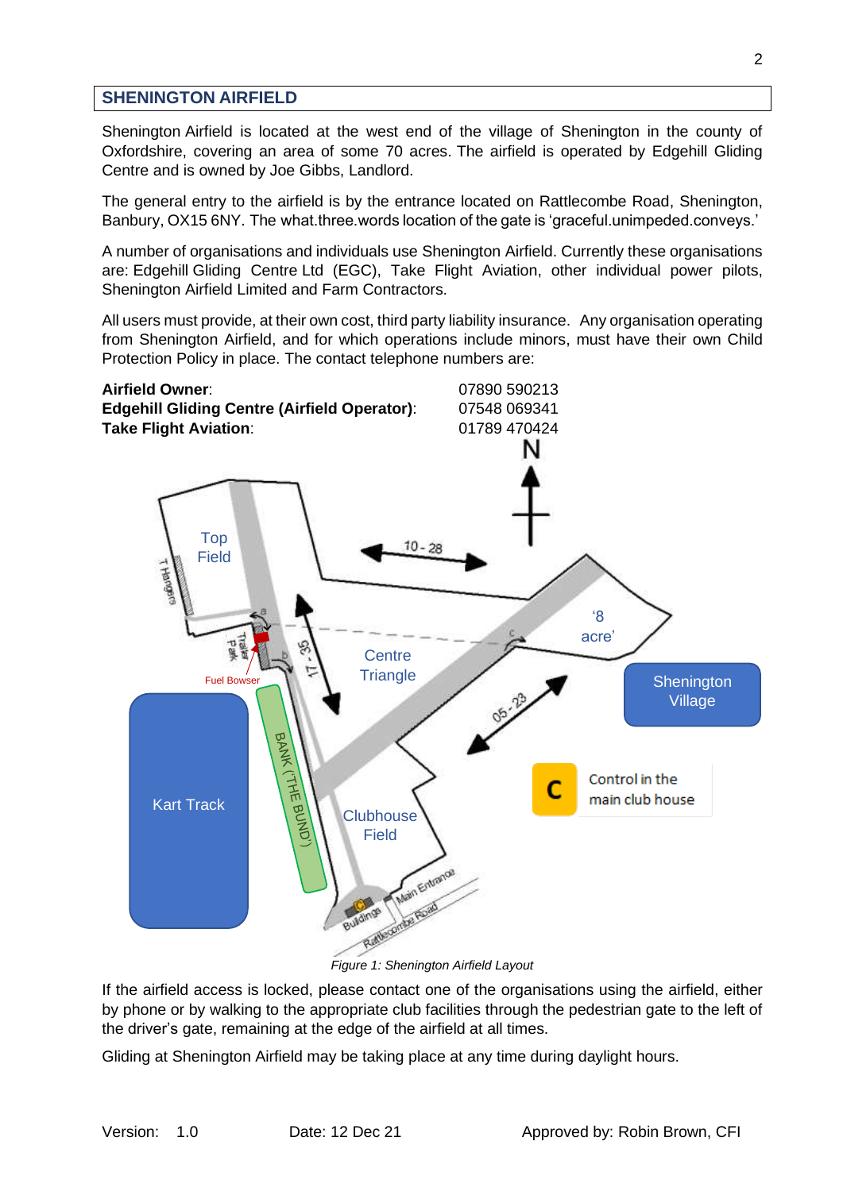## SHENINGTON AIRFIELD

Shenington Airfield is located at the west end of the village of Shenington in the county of Oxfordshire, covering an area of some 70 acres. The airfield is operated by Edgehill Gliding Centre and is owned by Joe Gibbs, Landlord.

The general entry to the airfield is by the entrance located on Rattlecombe Road, Shenington, Banbury, OX15 6NY. The what.three.words location of the gate is 'graceful.unimpeded.conveys.'

A number of organisations and individuals use Shenington Airfield. Currently these organisations are: Edgehill Gliding Centre Ltd (EGC), Take Flight Aviation, other individual power pilots, Shenington Airfield Limited and Farm Contractors.

All users must provide, at their own cost, third party liability insurance. Any organisation operating from Shenington Airfield, and for which operations include minors, must have their own Child Protection Policy in place. The contact telephone numbers are:

| | |
|---|---|
| **Airfield Owner**: | 07890 590213 |
| **Edgehill Gliding Centre (Airfield Operator)**: | 07548 069341 |
| **Take Flight Aviation**: | 01789 470424 |

*Figure 1: Shenington Airfield Layout*

If the airfield access is locked, please contact one of the organisations using the airfield, either by phone or by walking to the appropriate club facilities through the pedestrian gate to the left of the driver's gate, remaining at the edge of the airfield at all times.

Gliding at Shenington Airfield may be taking place at any time during daylight hours.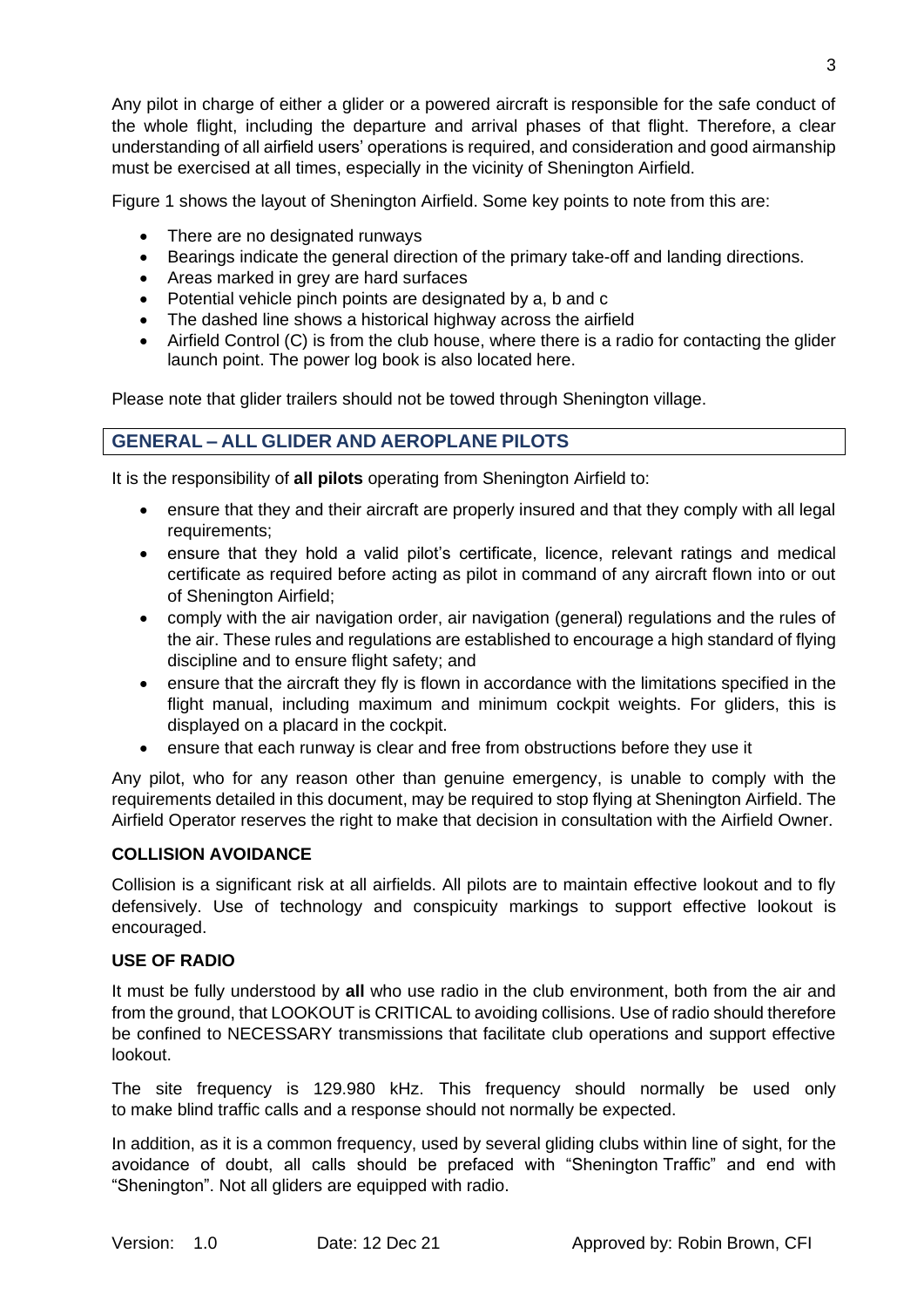Any pilot in charge of either a glider or a powered aircraft is responsible for the safe conduct of the whole flight, including the departure and arrival phases of that flight. Therefore, a clear understanding of all airfield users' operations is required, and consideration and good airmanship must be exercised at all times, especially in the vicinity of Shenington Airfield.

Figure 1 shows the layout of Shenington Airfield. Some key points to note from this are:

- There are no designated runways
- Bearings indicate the general direction of the primary take-off and landing directions.
- Areas marked in grey are hard surfaces
- Potential vehicle pinch points are designated by a, b and c
- The dashed line shows a historical highway across the airfield
- Airfield Control (C) is from the club house, where there is a radio for contacting the glider launch point. The power log book is also located here.

Please note that glider trailers should not be towed through Shenington village.

## GENERAL – ALL GLIDER AND AEROPLANE PILOTS

It is the responsibility of **all pilots** operating from Shenington Airfield to:

- ensure that they and their aircraft are properly insured and that they comply with all legal requirements;
- ensure that they hold a valid pilot's certificate, licence, relevant ratings and medical certificate as required before acting as pilot in command of any aircraft flown into or out of Shenington Airfield;
- comply with the air navigation order, air navigation (general) regulations and the rules of the air. These rules and regulations are established to encourage a high standard of flying discipline and to ensure flight safety; and
- ensure that the aircraft they fly is flown in accordance with the limitations specified in the flight manual, including maximum and minimum cockpit weights. For gliders, this is displayed on a placard in the cockpit.
- ensure that each runway is clear and free from obstructions before they use it

Any pilot, who for any reason other than genuine emergency, is unable to comply with the requirements detailed in this document, may be required to stop flying at Shenington Airfield. The Airfield Operator reserves the right to make that decision in consultation with the Airfield Owner.

### COLLISION AVOIDANCE

Collision is a significant risk at all airfields. All pilots are to maintain effective lookout and to fly defensively. Use of technology and conspicuity markings to support effective lookout is encouraged.

### USE OF RADIO

It must be fully understood by **all** who use radio in the club environment, both from the air and from the ground, that LOOKOUT is CRITICAL to avoiding collisions. Use of radio should therefore be confined to NECESSARY transmissions that facilitate club operations and support effective lookout.

The site frequency is 129.980 kHz. This frequency should normally be used only to make blind traffic calls and a response should not normally be expected.

In addition, as it is a common frequency, used by several gliding clubs within line of sight, for the avoidance of doubt, all calls should be prefaced with "Shenington Traffic" and end with "Shenington". Not all gliders are equipped with radio.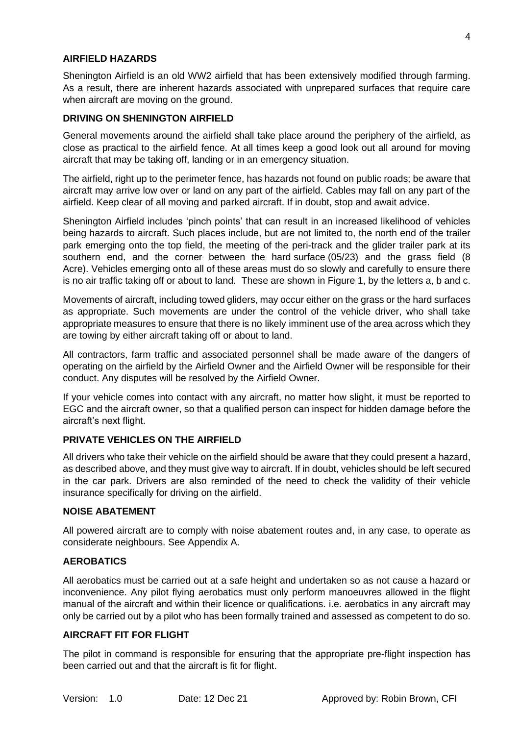## AIRFIELD HAZARDS

Shenington Airfield is an old WW2 airfield that has been extensively modified through farming. As a result, there are inherent hazards associated with unprepared surfaces that require care when aircraft are moving on the ground.

## DRIVING ON SHENINGTON AIRFIELD

General movements around the airfield shall take place around the periphery of the airfield, as close as practical to the airfield fence. At all times keep a good look out all around for moving aircraft that may be taking off, landing or in an emergency situation.

The airfield, right up to the perimeter fence, has hazards not found on public roads; be aware that aircraft may arrive low over or land on any part of the airfield. Cables may fall on any part of the airfield. Keep clear of all moving and parked aircraft. If in doubt, stop and await advice.

Shenington Airfield includes 'pinch points' that can result in an increased likelihood of vehicles being hazards to aircraft. Such places include, but are not limited to, the north end of the trailer park emerging onto the top field, the meeting of the peri-track and the glider trailer park at its southern end, and the corner between the hard surface (05/23) and the grass field (8 Acre). Vehicles emerging onto all of these areas must do so slowly and carefully to ensure there is no air traffic taking off or about to land. These are shown in Figure 1, by the letters a, b and c.

Movements of aircraft, including towed gliders, may occur either on the grass or the hard surfaces as appropriate. Such movements are under the control of the vehicle driver, who shall take appropriate measures to ensure that there is no likely imminent use of the area across which they are towing by either aircraft taking off or about to land.

All contractors, farm traffic and associated personnel shall be made aware of the dangers of operating on the airfield by the Airfield Owner and the Airfield Owner will be responsible for their conduct. Any disputes will be resolved by the Airfield Owner.

If your vehicle comes into contact with any aircraft, no matter how slight, it must be reported to EGC and the aircraft owner, so that a qualified person can inspect for hidden damage before the aircraft's next flight.

## PRIVATE VEHICLES ON THE AIRFIELD

All drivers who take their vehicle on the airfield should be aware that they could present a hazard, as described above, and they must give way to aircraft. If in doubt, vehicles should be left secured in the car park. Drivers are also reminded of the need to check the validity of their vehicle insurance specifically for driving on the airfield.

## NOISE ABATEMENT

All powered aircraft are to comply with noise abatement routes and, in any case, to operate as considerate neighbours. See Appendix A.

## AEROBATICS

All aerobatics must be carried out at a safe height and undertaken so as not cause a hazard or inconvenience. Any pilot flying aerobatics must only perform manoeuvres allowed in the flight manual of the aircraft and within their licence or qualifications. i.e. aerobatics in any aircraft may only be carried out by a pilot who has been formally trained and assessed as competent to do so.

## AIRCRAFT FIT FOR FLIGHT

The pilot in command is responsible for ensuring that the appropriate pre-flight inspection has been carried out and that the aircraft is fit for flight.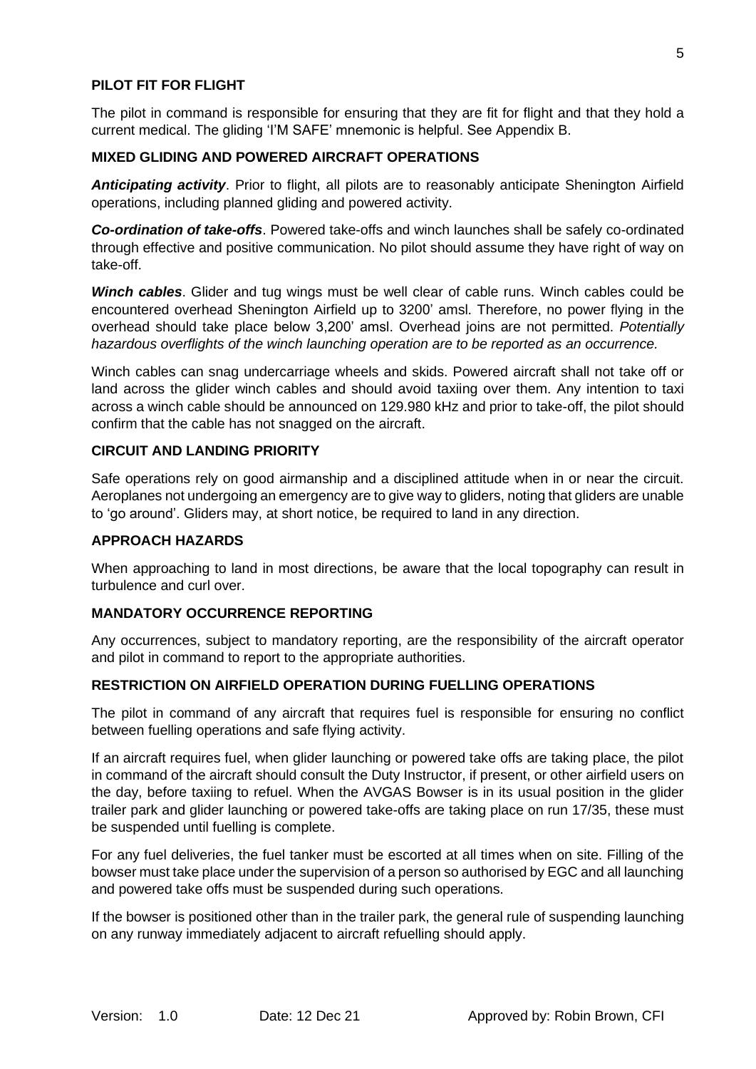## PILOT FIT FOR FLIGHT

The pilot in command is responsible for ensuring that they are fit for flight and that they hold a current medical. The gliding 'I'M SAFE' mnemonic is helpful. See Appendix B.

## MIXED GLIDING AND POWERED AIRCRAFT OPERATIONS

***Anticipating activity***. Prior to flight, all pilots are to reasonably anticipate Shenington Airfield operations, including planned gliding and powered activity.

***Co-ordination of take-offs***. Powered take-offs and winch launches shall be safely co-ordinated through effective and positive communication. No pilot should assume they have right of way on take-off.

***Winch cables***. Glider and tug wings must be well clear of cable runs. Winch cables could be encountered overhead Shenington Airfield up to 3200' amsl. Therefore, no power flying in the overhead should take place below 3,200' amsl. Overhead joins are not permitted. *Potentially hazardous overflights of the winch launching operation are to be reported as an occurrence.*

Winch cables can snag undercarriage wheels and skids. Powered aircraft shall not take off or land across the glider winch cables and should avoid taxiing over them. Any intention to taxi across a winch cable should be announced on 129.980 kHz and prior to take-off, the pilot should confirm that the cable has not snagged on the aircraft.

## CIRCUIT AND LANDING PRIORITY

Safe operations rely on good airmanship and a disciplined attitude when in or near the circuit. Aeroplanes not undergoing an emergency are to give way to gliders, noting that gliders are unable to 'go around'. Gliders may, at short notice, be required to land in any direction.

## APPROACH HAZARDS

When approaching to land in most directions, be aware that the local topography can result in turbulence and curl over.

## MANDATORY OCCURRENCE REPORTING

Any occurrences, subject to mandatory reporting, are the responsibility of the aircraft operator and pilot in command to report to the appropriate authorities.

## RESTRICTION ON AIRFIELD OPERATION DURING FUELLING OPERATIONS

The pilot in command of any aircraft that requires fuel is responsible for ensuring no conflict between fuelling operations and safe flying activity.

If an aircraft requires fuel, when glider launching or powered take offs are taking place, the pilot in command of the aircraft should consult the Duty Instructor, if present, or other airfield users on the day, before taxiing to refuel. When the AVGAS Bowser is in its usual position in the glider trailer park and glider launching or powered take-offs are taking place on run 17/35, these must be suspended until fuelling is complete.

For any fuel deliveries, the fuel tanker must be escorted at all times when on site. Filling of the bowser must take place under the supervision of a person so authorised by EGC and all launching and powered take offs must be suspended during such operations.

If the bowser is positioned other than in the trailer park, the general rule of suspending launching on any runway immediately adjacent to aircraft refuelling should apply.

Version: 1.0 Date: 12 Dec 21 Approved by: Robin Brown, CFI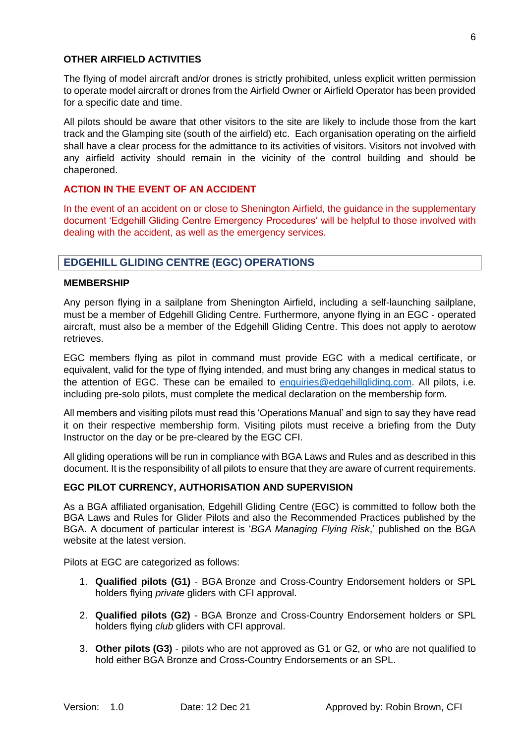### OTHER AIRFIELD ACTIVITIES

The flying of model aircraft and/or drones is strictly prohibited, unless explicit written permission to operate model aircraft or drones from the Airfield Owner or Airfield Operator has been provided for a specific date and time.

All pilots should be aware that other visitors to the site are likely to include those from the kart track and the Glamping site (south of the airfield) etc. Each organisation operating on the airfield shall have a clear process for the admittance to its activities of visitors. Visitors not involved with any airfield activity should remain in the vicinity of the control building and should be chaperoned.

### ACTION IN THE EVENT OF AN ACCIDENT

In the event of an accident on or close to Shenington Airfield, the guidance in the supplementary document 'Edgehill Gliding Centre Emergency Procedures' will be helpful to those involved with dealing with the accident, as well as the emergency services.

## EDGEHILL GLIDING CENTRE (EGC) OPERATIONS

### MEMBERSHIP

Any person flying in a sailplane from Shenington Airfield, including a self-launching sailplane, must be a member of Edgehill Gliding Centre. Furthermore, anyone flying in an EGC - operated aircraft, must also be a member of the Edgehill Gliding Centre. This does not apply to aerotow retrieves.

EGC members flying as pilot in command must provide EGC with a medical certificate, or equivalent, valid for the type of flying intended, and must bring any changes in medical status to the attention of EGC. These can be emailed to enquiries@edgehillgliding.com. All pilots, i.e. including pre-solo pilots, must complete the medical declaration on the membership form.

All members and visiting pilots must read this 'Operations Manual' and sign to say they have read it on their respective membership form. Visiting pilots must receive a briefing from the Duty Instructor on the day or be pre-cleared by the EGC CFI.

All gliding operations will be run in compliance with BGA Laws and Rules and as described in this document. It is the responsibility of all pilots to ensure that they are aware of current requirements.

### EGC PILOT CURRENCY, AUTHORISATION AND SUPERVISION

As a BGA affiliated organisation, Edgehill Gliding Centre (EGC) is committed to follow both the BGA Laws and Rules for Glider Pilots and also the Recommended Practices published by the BGA. A document of particular interest is '*BGA Managing Flying Risk*,' published on the BGA website at the latest version.

Pilots at EGC are categorized as follows:

1. **Qualified pilots (G1)** - BGA Bronze and Cross-Country Endorsement holders or SPL holders flying *private* gliders with CFI approval.
2. **Qualified pilots (G2)** - BGA Bronze and Cross-Country Endorsement holders or SPL holders flying *club* gliders with CFI approval.
3. **Other pilots (G3)** - pilots who are not approved as G1 or G2, or who are not qualified to hold either BGA Bronze and Cross-Country Endorsements or an SPL.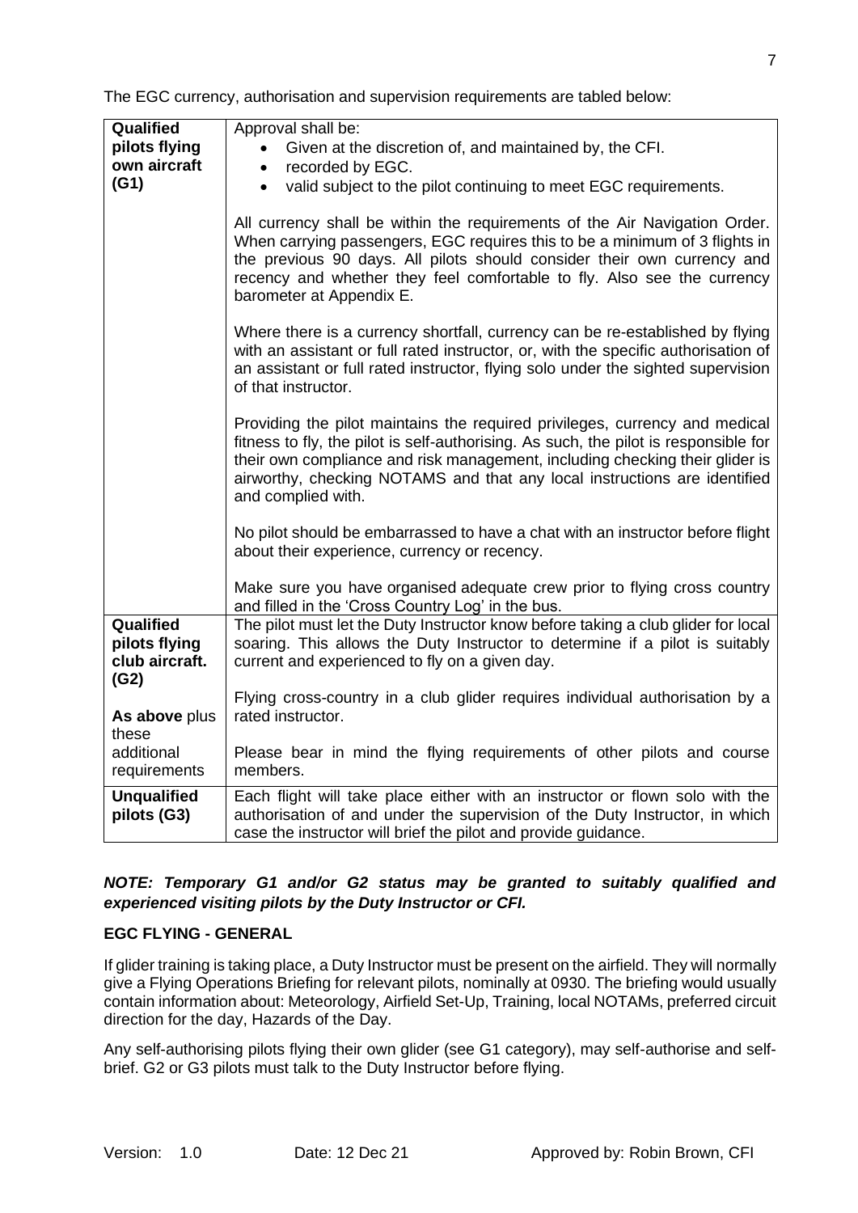The EGC currency, authorisation and supervision requirements are tabled below:

| | |
|---|---|
| **Qualified pilots flying own aircraft (G1)** | Approval shall be:<br>• Given at the discretion of, and maintained by, the CFI.<br>• recorded by EGC.<br>• valid subject to the pilot continuing to meet EGC requirements.<br><br>All currency shall be within the requirements of the Air Navigation Order. When carrying passengers, EGC requires this to be a minimum of 3 flights in the previous 90 days. All pilots should consider their own currency and recency and whether they feel comfortable to fly. Also see the currency barometer at Appendix E.<br><br>Where there is a currency shortfall, currency can be re-established by flying with an assistant or full rated instructor, or, with the specific authorisation of an assistant or full rated instructor, flying solo under the sighted supervision of that instructor.<br><br>Providing the pilot maintains the required privileges, currency and medical fitness to fly, the pilot is self-authorising. As such, the pilot is responsible for their own compliance and risk management, including checking their glider is airworthy, checking NOTAMS and that any local instructions are identified and complied with.<br><br>No pilot should be embarrassed to have a chat with an instructor before flight about their experience, currency or recency.<br><br>Make sure you have organised adequate crew prior to flying cross country and filled in the 'Cross Country Log' in the bus. |
| **Qualified pilots flying club aircraft. (G2)**<br><br>**As above** plus these additional requirements | The pilot must let the Duty Instructor know before taking a club glider for local soaring. This allows the Duty Instructor to determine if a pilot is suitably current and experienced to fly on a given day.<br><br>Flying cross-country in a club glider requires individual authorisation by a rated instructor.<br><br>Please bear in mind the flying requirements of other pilots and course members. |
| **Unqualified pilots (G3)** | Each flight will take place either with an instructor or flown solo with the authorisation of and under the supervision of the Duty Instructor, in which case the instructor will brief the pilot and provide guidance. |

***NOTE: Temporary G1 and/or G2 status may be granted to suitably qualified and experienced visiting pilots by the Duty Instructor or CFI.***

**EGC FLYING - GENERAL**

If glider training is taking place, a Duty Instructor must be present on the airfield. They will normally give a Flying Operations Briefing for relevant pilots, nominally at 0930. The briefing would usually contain information about: Meteorology, Airfield Set-Up, Training, local NOTAMs, preferred circuit direction for the day, Hazards of the Day.

Any self-authorising pilots flying their own glider (see G1 category), may self-authorise and self-brief. G2 or G3 pilots must talk to the Duty Instructor before flying.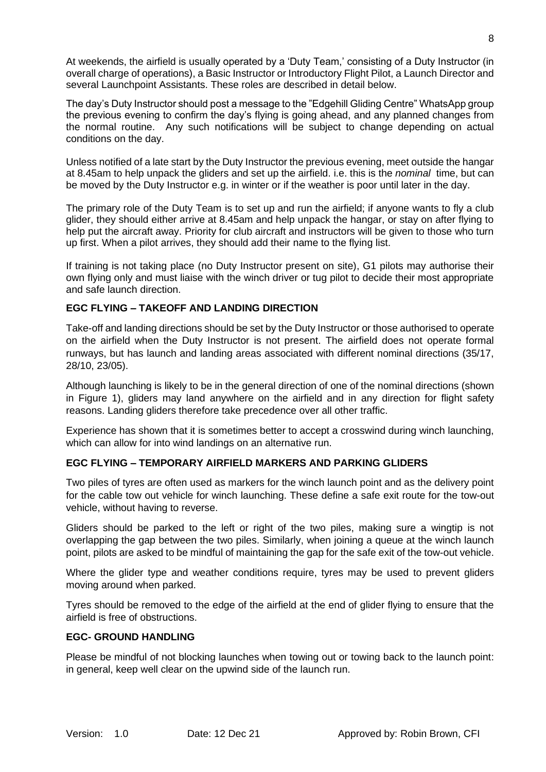At weekends, the airfield is usually operated by a 'Duty Team,' consisting of a Duty Instructor (in overall charge of operations), a Basic Instructor or Introductory Flight Pilot, a Launch Director and several Launchpoint Assistants. These roles are described in detail below.

The day's Duty Instructor should post a message to the "Edgehill Gliding Centre" WhatsApp group the previous evening to confirm the day's flying is going ahead, and any planned changes from the normal routine. Any such notifications will be subject to change depending on actual conditions on the day.

Unless notified of a late start by the Duty Instructor the previous evening, meet outside the hangar at 8.45am to help unpack the gliders and set up the airfield. i.e. this is the *nominal* time, but can be moved by the Duty Instructor e.g. in winter or if the weather is poor until later in the day.

The primary role of the Duty Team is to set up and run the airfield; if anyone wants to fly a club glider, they should either arrive at 8.45am and help unpack the hangar, or stay on after flying to help put the aircraft away. Priority for club aircraft and instructors will be given to those who turn up first. When a pilot arrives, they should add their name to the flying list.

If training is not taking place (no Duty Instructor present on site), G1 pilots may authorise their own flying only and must liaise with the winch driver or tug pilot to decide their most appropriate and safe launch direction.

## EGC FLYING – TAKEOFF AND LANDING DIRECTION

Take-off and landing directions should be set by the Duty Instructor or those authorised to operate on the airfield when the Duty Instructor is not present. The airfield does not operate formal runways, but has launch and landing areas associated with different nominal directions (35/17, 28/10, 23/05).

Although launching is likely to be in the general direction of one of the nominal directions (shown in Figure 1), gliders may land anywhere on the airfield and in any direction for flight safety reasons. Landing gliders therefore take precedence over all other traffic.

Experience has shown that it is sometimes better to accept a crosswind during winch launching, which can allow for into wind landings on an alternative run.

## EGC FLYING – TEMPORARY AIRFIELD MARKERS AND PARKING GLIDERS

Two piles of tyres are often used as markers for the winch launch point and as the delivery point for the cable tow out vehicle for winch launching. These define a safe exit route for the tow-out vehicle, without having to reverse.

Gliders should be parked to the left or right of the two piles, making sure a wingtip is not overlapping the gap between the two piles. Similarly, when joining a queue at the winch launch point, pilots are asked to be mindful of maintaining the gap for the safe exit of the tow-out vehicle.

Where the glider type and weather conditions require, tyres may be used to prevent gliders moving around when parked.

Tyres should be removed to the edge of the airfield at the end of glider flying to ensure that the airfield is free of obstructions.

## EGC- GROUND HANDLING

Please be mindful of not blocking launches when towing out or towing back to the launch point: in general, keep well clear on the upwind side of the launch run.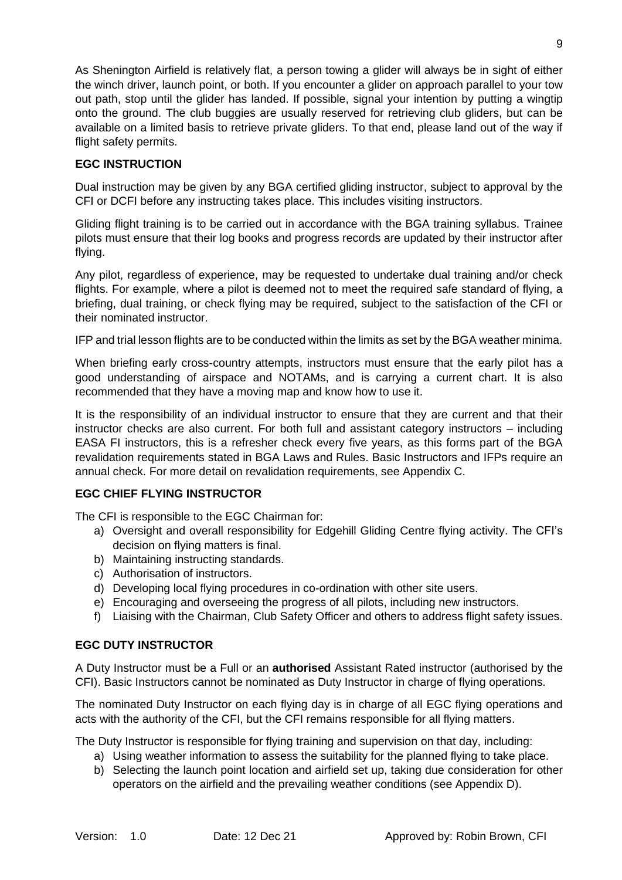As Shenington Airfield is relatively flat, a person towing a glider will always be in sight of either the winch driver, launch point, or both. If you encounter a glider on approach parallel to your tow out path, stop until the glider has landed. If possible, signal your intention by putting a wingtip onto the ground. The club buggies are usually reserved for retrieving club gliders, but can be available on a limited basis to retrieve private gliders. To that end, please land out of the way if flight safety permits.

## EGC INSTRUCTION

Dual instruction may be given by any BGA certified gliding instructor, subject to approval by the CFI or DCFI before any instructing takes place. This includes visiting instructors.

Gliding flight training is to be carried out in accordance with the BGA training syllabus. Trainee pilots must ensure that their log books and progress records are updated by their instructor after flying.

Any pilot, regardless of experience, may be requested to undertake dual training and/or check flights. For example, where a pilot is deemed not to meet the required safe standard of flying, a briefing, dual training, or check flying may be required, subject to the satisfaction of the CFI or their nominated instructor.

IFP and trial lesson flights are to be conducted within the limits as set by the BGA weather minima.

When briefing early cross-country attempts, instructors must ensure that the early pilot has a good understanding of airspace and NOTAMs, and is carrying a current chart. It is also recommended that they have a moving map and know how to use it.

It is the responsibility of an individual instructor to ensure that they are current and that their instructor checks are also current. For both full and assistant category instructors – including EASA FI instructors, this is a refresher check every five years, as this forms part of the BGA revalidation requirements stated in BGA Laws and Rules. Basic Instructors and IFPs require an annual check. For more detail on revalidation requirements, see Appendix C.

## EGC CHIEF FLYING INSTRUCTOR

The CFI is responsible to the EGC Chairman for:

a) Oversight and overall responsibility for Edgehill Gliding Centre flying activity. The CFI's decision on flying matters is final.
b) Maintaining instructing standards.
c) Authorisation of instructors.
d) Developing local flying procedures in co-ordination with other site users.
e) Encouraging and overseeing the progress of all pilots, including new instructors.
f) Liaising with the Chairman, Club Safety Officer and others to address flight safety issues.

## EGC DUTY INSTRUCTOR

A Duty Instructor must be a Full or an **authorised** Assistant Rated instructor (authorised by the CFI). Basic Instructors cannot be nominated as Duty Instructor in charge of flying operations.

The nominated Duty Instructor on each flying day is in charge of all EGC flying operations and acts with the authority of the CFI, but the CFI remains responsible for all flying matters.

The Duty Instructor is responsible for flying training and supervision on that day, including:

a) Using weather information to assess the suitability for the planned flying to take place.
b) Selecting the launch point location and airfield set up, taking due consideration for other operators on the airfield and the prevailing weather conditions (see Appendix D).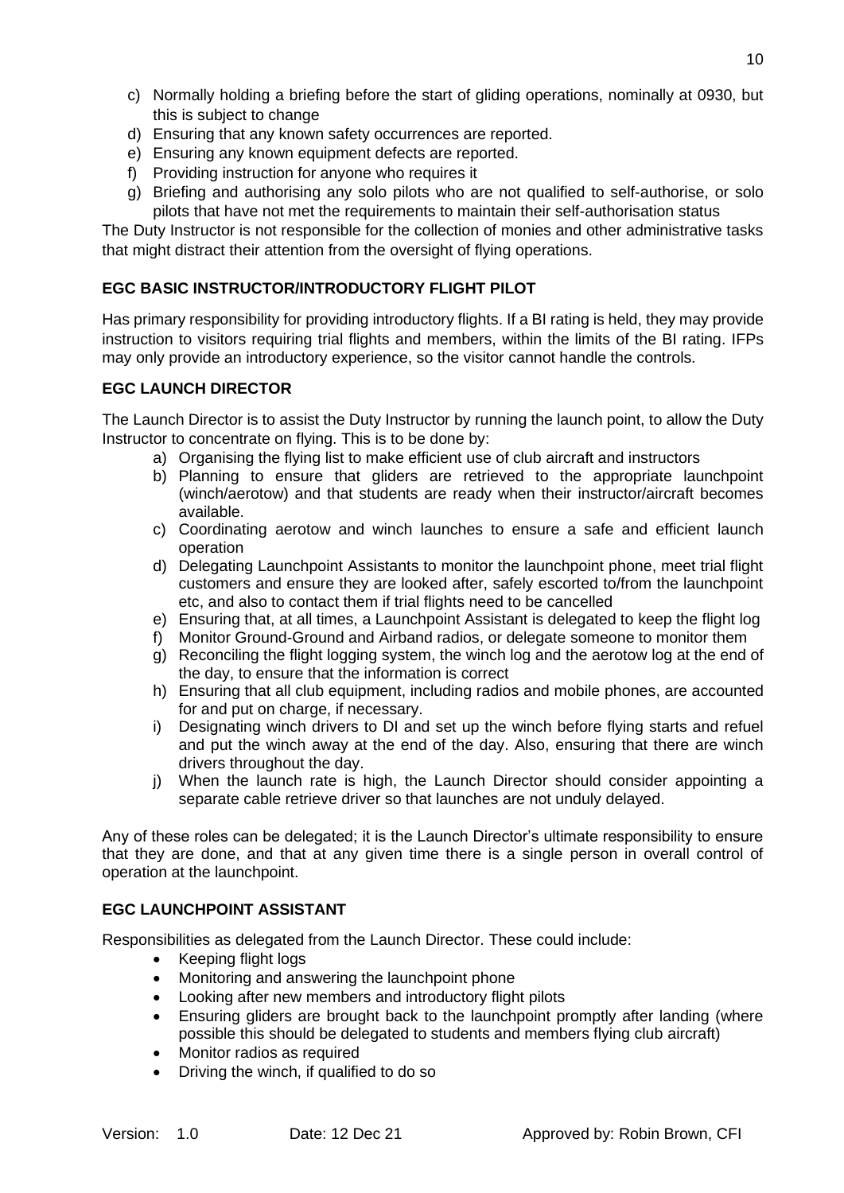c) Normally holding a briefing before the start of gliding operations, nominally at 0930, but this is subject to change
d) Ensuring that any known safety occurrences are reported.
e) Ensuring any known equipment defects are reported.
f) Providing instruction for anyone who requires it
g) Briefing and authorising any solo pilots who are not qualified to self-authorise, or solo pilots that have not met the requirements to maintain their self-authorisation status

The Duty Instructor is not responsible for the collection of monies and other administrative tasks that might distract their attention from the oversight of flying operations.

**EGC BASIC INSTRUCTOR/INTRODUCTORY FLIGHT PILOT**

Has primary responsibility for providing introductory flights. If a BI rating is held, they may provide instruction to visitors requiring trial flights and members, within the limits of the BI rating. IFPs may only provide an introductory experience, so the visitor cannot handle the controls.

**EGC LAUNCH DIRECTOR**

The Launch Director is to assist the Duty Instructor by running the launch point, to allow the Duty Instructor to concentrate on flying. This is to be done by:

a) Organising the flying list to make efficient use of club aircraft and instructors
b) Planning to ensure that gliders are retrieved to the appropriate launchpoint (winch/aerotow) and that students are ready when their instructor/aircraft becomes available.
c) Coordinating aerotow and winch launches to ensure a safe and efficient launch operation
d) Delegating Launchpoint Assistants to monitor the launchpoint phone, meet trial flight customers and ensure they are looked after, safely escorted to/from the launchpoint etc, and also to contact them if trial flights need to be cancelled
e) Ensuring that, at all times, a Launchpoint Assistant is delegated to keep the flight log
f) Monitor Ground-Ground and Airband radios, or delegate someone to monitor them
g) Reconciling the flight logging system, the winch log and the aerotow log at the end of the day, to ensure that the information is correct
h) Ensuring that all club equipment, including radios and mobile phones, are accounted for and put on charge, if necessary.
i) Designating winch drivers to DI and set up the winch before flying starts and refuel and put the winch away at the end of the day. Also, ensuring that there are winch drivers throughout the day.
j) When the launch rate is high, the Launch Director should consider appointing a separate cable retrieve driver so that launches are not unduly delayed.

Any of these roles can be delegated; it is the Launch Director's ultimate responsibility to ensure that they are done, and that at any given time there is a single person in overall control of operation at the launchpoint.

**EGC LAUNCHPOINT ASSISTANT**

Responsibilities as delegated from the Launch Director. These could include:

- Keeping flight logs
- Monitoring and answering the launchpoint phone
- Looking after new members and introductory flight pilots
- Ensuring gliders are brought back to the launchpoint promptly after landing (where possible this should be delegated to students and members flying club aircraft)
- Monitor radios as required
- Driving the winch, if qualified to do so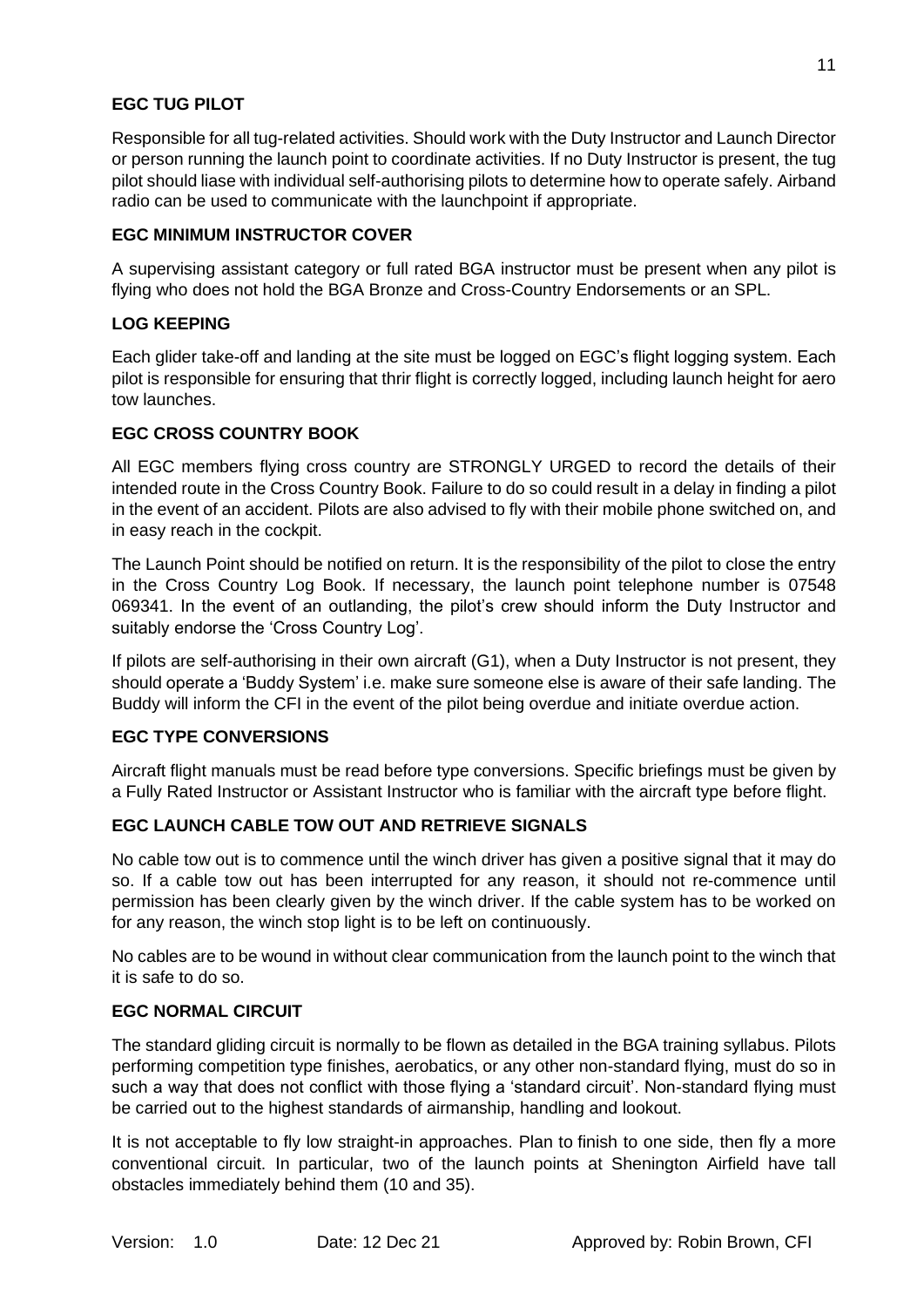### EGC TUG PILOT

Responsible for all tug-related activities. Should work with the Duty Instructor and Launch Director or person running the launch point to coordinate activities. If no Duty Instructor is present, the tug pilot should liase with individual self-authorising pilots to determine how to operate safely. Airband radio can be used to communicate with the launchpoint if appropriate.

### EGC MINIMUM INSTRUCTOR COVER

A supervising assistant category or full rated BGA instructor must be present when any pilot is flying who does not hold the BGA Bronze and Cross-Country Endorsements or an SPL.

### LOG KEEPING

Each glider take-off and landing at the site must be logged on EGC's flight logging system. Each pilot is responsible for ensuring that thrir flight is correctly logged, including launch height for aero tow launches.

### EGC CROSS COUNTRY BOOK

All EGC members flying cross country are STRONGLY URGED to record the details of their intended route in the Cross Country Book. Failure to do so could result in a delay in finding a pilot in the event of an accident. Pilots are also advised to fly with their mobile phone switched on, and in easy reach in the cockpit.

The Launch Point should be notified on return. It is the responsibility of the pilot to close the entry in the Cross Country Log Book. If necessary, the launch point telephone number is 07548 069341. In the event of an outlanding, the pilot's crew should inform the Duty Instructor and suitably endorse the 'Cross Country Log'.

If pilots are self-authorising in their own aircraft (G1), when a Duty Instructor is not present, they should operate a 'Buddy System' i.e. make sure someone else is aware of their safe landing. The Buddy will inform the CFI in the event of the pilot being overdue and initiate overdue action.

### EGC TYPE CONVERSIONS

Aircraft flight manuals must be read before type conversions. Specific briefings must be given by a Fully Rated Instructor or Assistant Instructor who is familiar with the aircraft type before flight.

### EGC LAUNCH CABLE TOW OUT AND RETRIEVE SIGNALS

No cable tow out is to commence until the winch driver has given a positive signal that it may do so. If a cable tow out has been interrupted for any reason, it should not re-commence until permission has been clearly given by the winch driver. If the cable system has to be worked on for any reason, the winch stop light is to be left on continuously.

No cables are to be wound in without clear communication from the launch point to the winch that it is safe to do so.

### EGC NORMAL CIRCUIT

The standard gliding circuit is normally to be flown as detailed in the BGA training syllabus. Pilots performing competition type finishes, aerobatics, or any other non-standard flying, must do so in such a way that does not conflict with those flying a 'standard circuit'. Non-standard flying must be carried out to the highest standards of airmanship, handling and lookout.

It is not acceptable to fly low straight-in approaches. Plan to finish to one side, then fly a more conventional circuit. In particular, two of the launch points at Shenington Airfield have tall obstacles immediately behind them (10 and 35).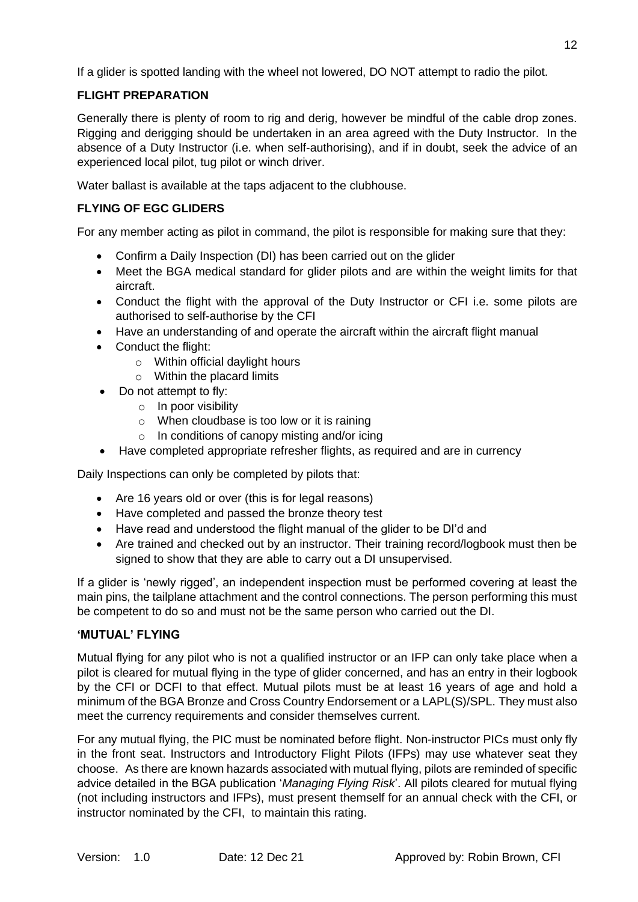If a glider is spotted landing with the wheel not lowered, DO NOT attempt to radio the pilot.

## FLIGHT PREPARATION

Generally there is plenty of room to rig and derig, however be mindful of the cable drop zones. Rigging and derigging should be undertaken in an area agreed with the Duty Instructor. In the absence of a Duty Instructor (i.e. when self-authorising), and if in doubt, seek the advice of an experienced local pilot, tug pilot or winch driver.

Water ballast is available at the taps adjacent to the clubhouse.

## FLYING OF EGC GLIDERS

For any member acting as pilot in command, the pilot is responsible for making sure that they:

- Confirm a Daily Inspection (DI) has been carried out on the glider
- Meet the BGA medical standard for glider pilots and are within the weight limits for that aircraft.
- Conduct the flight with the approval of the Duty Instructor or CFI i.e. some pilots are authorised to self-authorise by the CFI
- Have an understanding of and operate the aircraft within the aircraft flight manual
- Conduct the flight:
    - Within official daylight hours
    - Within the placard limits
- Do not attempt to fly:
    - In poor visibility
    - When cloudbase is too low or it is raining
    - In conditions of canopy misting and/or icing
- Have completed appropriate refresher flights, as required and are in currency

Daily Inspections can only be completed by pilots that:

- Are 16 years old or over (this is for legal reasons)
- Have completed and passed the bronze theory test
- Have read and understood the flight manual of the glider to be DI'd and
- Are trained and checked out by an instructor. Their training record/logbook must then be signed to show that they are able to carry out a DI unsupervised.

If a glider is 'newly rigged', an independent inspection must be performed covering at least the main pins, the tailplane attachment and the control connections. The person performing this must be competent to do so and must not be the same person who carried out the DI.

## 'MUTUAL' FLYING

Mutual flying for any pilot who is not a qualified instructor or an IFP can only take place when a pilot is cleared for mutual flying in the type of glider concerned, and has an entry in their logbook by the CFI or DCFI to that effect. Mutual pilots must be at least 16 years of age and hold a minimum of the BGA Bronze and Cross Country Endorsement or a LAPL(S)/SPL. They must also meet the currency requirements and consider themselves current.

For any mutual flying, the PIC must be nominated before flight. Non-instructor PICs must only fly in the front seat. Instructors and Introductory Flight Pilots (IFPs) may use whatever seat they choose. As there are known hazards associated with mutual flying, pilots are reminded of specific advice detailed in the BGA publication '*Managing Flying Risk*'. All pilots cleared for mutual flying (not including instructors and IFPs), must present themself for an annual check with the CFI, or instructor nominated by the CFI, to maintain this rating.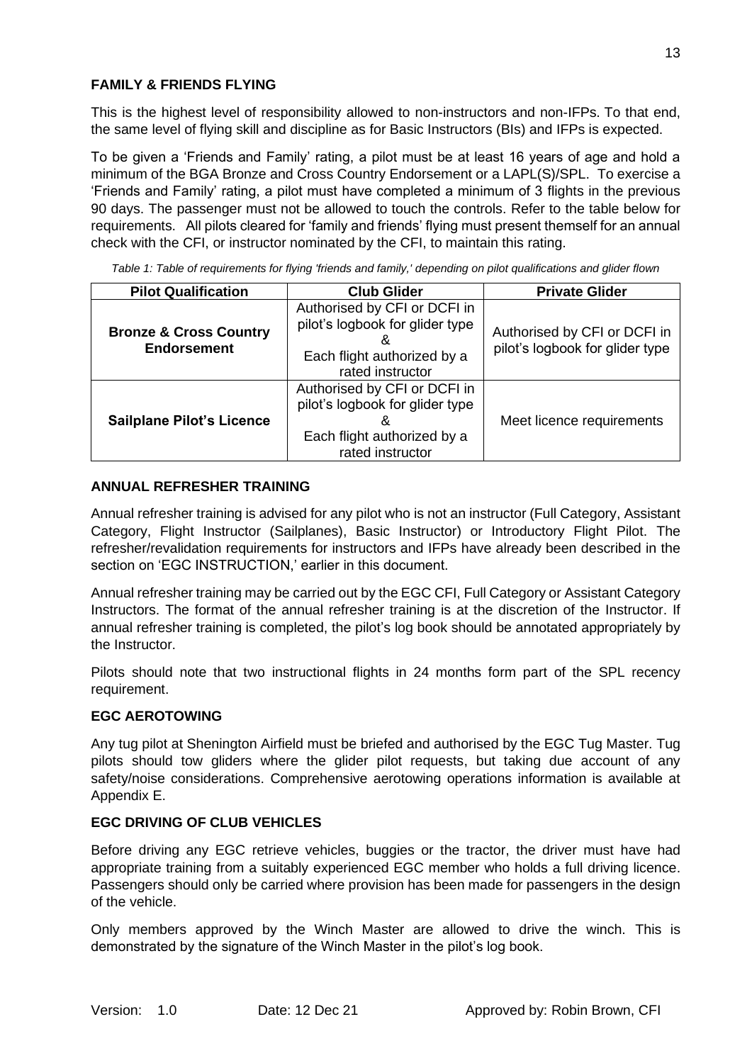## FAMILY & FRIENDS FLYING

This is the highest level of responsibility allowed to non-instructors and non-IFPs. To that end, the same level of flying skill and discipline as for Basic Instructors (BIs) and IFPs is expected.

To be given a 'Friends and Family' rating, a pilot must be at least 16 years of age and hold a minimum of the BGA Bronze and Cross Country Endorsement or a LAPL(S)/SPL. To exercise a 'Friends and Family' rating, a pilot must have completed a minimum of 3 flights in the previous 90 days. The passenger must not be allowed to touch the controls. Refer to the table below for requirements. All pilots cleared for 'family and friends' flying must present themself for an annual check with the CFI, or instructor nominated by the CFI, to maintain this rating.

*Table 1: Table of requirements for flying 'friends and family,' depending on pilot qualifications and glider flown*

| Pilot Qualification | Club Glider | Private Glider |
|---|---|---|
| **Bronze & Cross Country Endorsement** | Authorised by CFI or DCFI in pilot's logbook for glider type & Each flight authorized by a rated instructor | Authorised by CFI or DCFI in pilot's logbook for glider type |
| **Sailplane Pilot's Licence** | Authorised by CFI or DCFI in pilot's logbook for glider type & Each flight authorized by a rated instructor | Meet licence requirements |

## ANNUAL REFRESHER TRAINING

Annual refresher training is advised for any pilot who is not an instructor (Full Category, Assistant Category, Flight Instructor (Sailplanes), Basic Instructor) or Introductory Flight Pilot. The refresher/revalidation requirements for instructors and IFPs have already been described in the section on 'EGC INSTRUCTION,' earlier in this document.

Annual refresher training may be carried out by the EGC CFI, Full Category or Assistant Category Instructors. The format of the annual refresher training is at the discretion of the Instructor. If annual refresher training is completed, the pilot's log book should be annotated appropriately by the Instructor.

Pilots should note that two instructional flights in 24 months form part of the SPL recency requirement.

## EGC AEROTOWING

Any tug pilot at Shenington Airfield must be briefed and authorised by the EGC Tug Master. Tug pilots should tow gliders where the glider pilot requests, but taking due account of any safety/noise considerations. Comprehensive aerotowing operations information is available at Appendix E.

## EGC DRIVING OF CLUB VEHICLES

Before driving any EGC retrieve vehicles, buggies or the tractor, the driver must have had appropriate training from a suitably experienced EGC member who holds a full driving licence. Passengers should only be carried where provision has been made for passengers in the design of the vehicle.

Only members approved by the Winch Master are allowed to drive the winch. This is demonstrated by the signature of the Winch Master in the pilot's log book.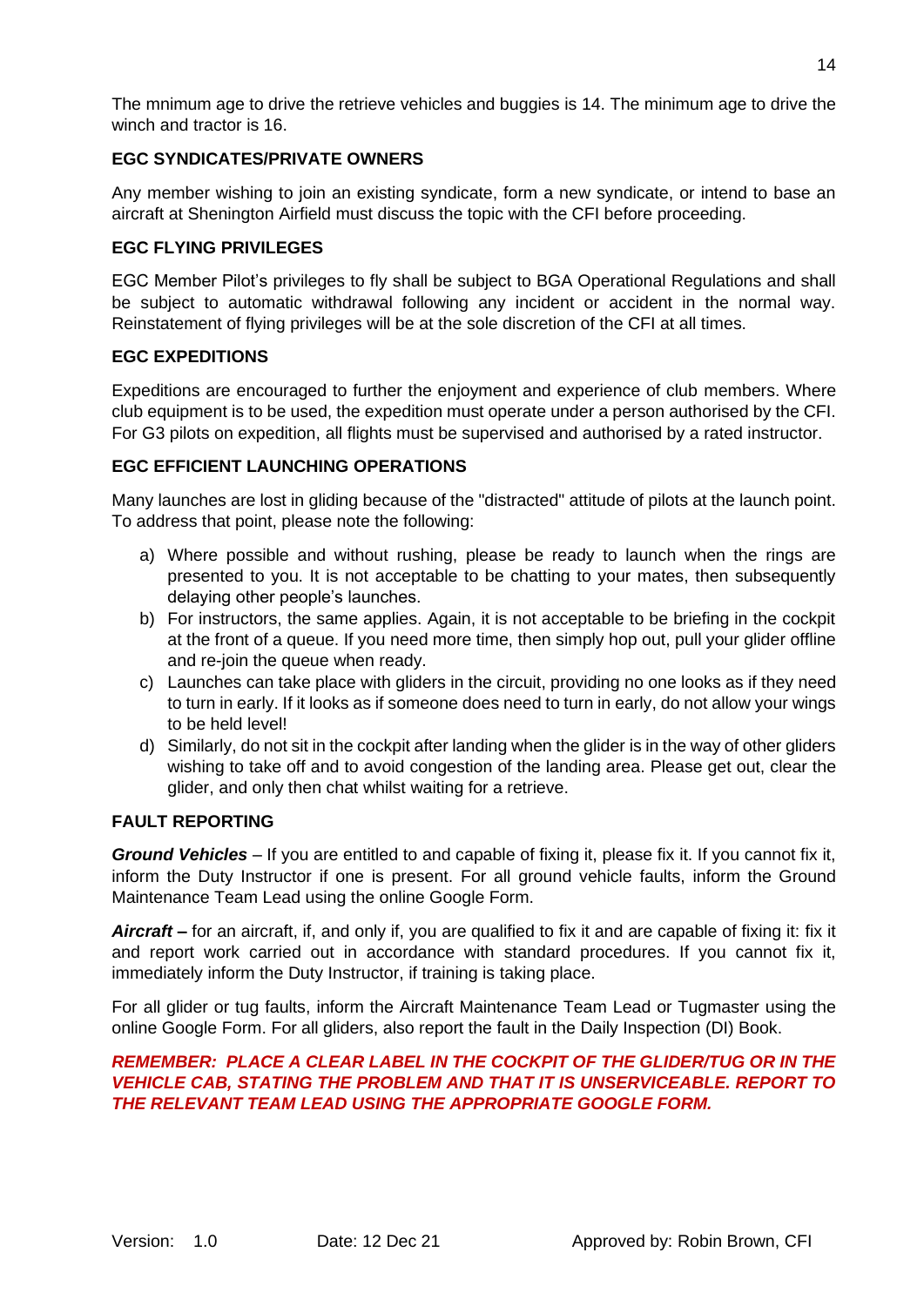The mnimum age to drive the retrieve vehicles and buggies is 14. The minimum age to drive the winch and tractor is 16.

**EGC SYNDICATES/PRIVATE OWNERS**

Any member wishing to join an existing syndicate, form a new syndicate, or intend to base an aircraft at Shenington Airfield must discuss the topic with the CFI before proceeding.

**EGC FLYING PRIVILEGES**

EGC Member Pilot's privileges to fly shall be subject to BGA Operational Regulations and shall be subject to automatic withdrawal following any incident or accident in the normal way. Reinstatement of flying privileges will be at the sole discretion of the CFI at all times.

**EGC EXPEDITIONS**

Expeditions are encouraged to further the enjoyment and experience of club members. Where club equipment is to be used, the expedition must operate under a person authorised by the CFI. For G3 pilots on expedition, all flights must be supervised and authorised by a rated instructor.

**EGC EFFICIENT LAUNCHING OPERATIONS**

Many launches are lost in gliding because of the "distracted" attitude of pilots at the launch point. To address that point, please note the following:

a) Where possible and without rushing, please be ready to launch when the rings are presented to you. It is not acceptable to be chatting to your mates, then subsequently delaying other people's launches.
b) For instructors, the same applies. Again, it is not acceptable to be briefing in the cockpit at the front of a queue. If you need more time, then simply hop out, pull your glider offline and re-join the queue when ready.
c) Launches can take place with gliders in the circuit, providing no one looks as if they need to turn in early. If it looks as if someone does need to turn in early, do not allow your wings to be held level!
d) Similarly, do not sit in the cockpit after landing when the glider is in the way of other gliders wishing to take off and to avoid congestion of the landing area. Please get out, clear the glider, and only then chat whilst waiting for a retrieve.

**FAULT REPORTING**

***Ground Vehicles*** – If you are entitled to and capable of fixing it, please fix it. If you cannot fix it, inform the Duty Instructor if one is present. For all ground vehicle faults, inform the Ground Maintenance Team Lead using the online Google Form.

***Aircraft –*** for an aircraft, if, and only if, you are qualified to fix it and are capable of fixing it: fix it and report work carried out in accordance with standard procedures. If you cannot fix it, immediately inform the Duty Instructor, if training is taking place.

For all glider or tug faults, inform the Aircraft Maintenance Team Lead or Tugmaster using the online Google Form. For all gliders, also report the fault in the Daily Inspection (DI) Book.

***REMEMBER: PLACE A CLEAR LABEL IN THE COCKPIT OF THE GLIDER/TUG OR IN THE VEHICLE CAB, STATING THE PROBLEM AND THAT IT IS UNSERVICEABLE. REPORT TO THE RELEVANT TEAM LEAD USING THE APPROPRIATE GOOGLE FORM.***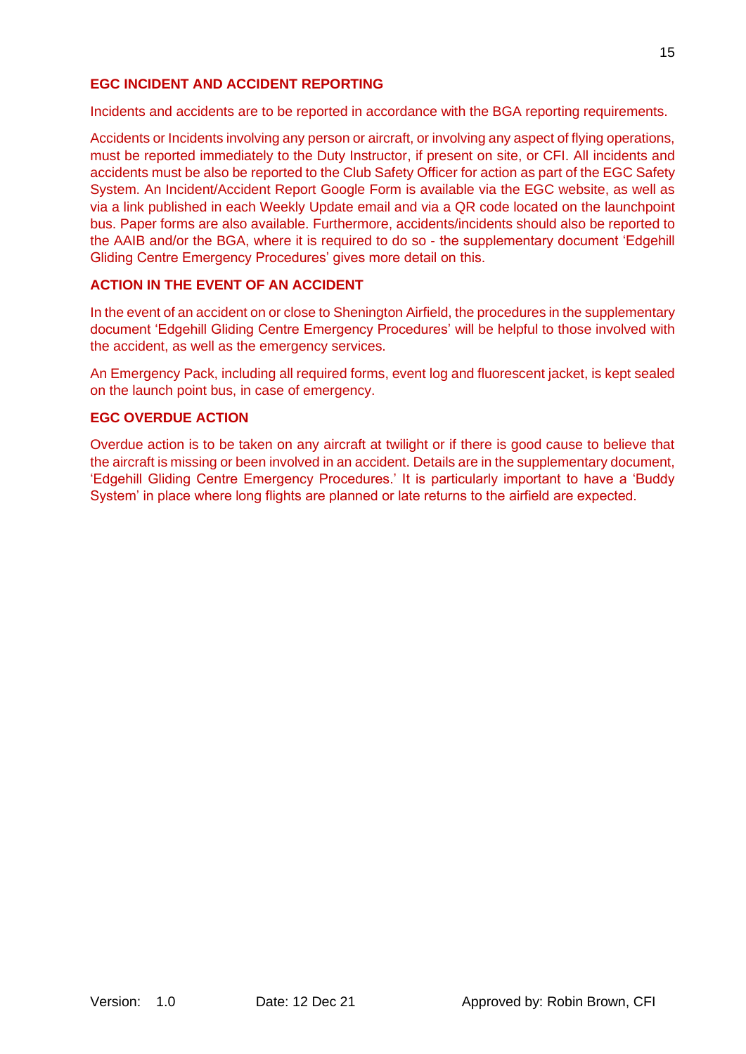### EGC INCIDENT AND ACCIDENT REPORTING

Incidents and accidents are to be reported in accordance with the BGA reporting requirements.

Accidents or Incidents involving any person or aircraft, or involving any aspect of flying operations, must be reported immediately to the Duty Instructor, if present on site, or CFI. All incidents and accidents must be also be reported to the Club Safety Officer for action as part of the EGC Safety System. An Incident/Accident Report Google Form is available via the EGC website, as well as via a link published in each Weekly Update email and via a QR code located on the launchpoint bus. Paper forms are also available. Furthermore, accidents/incidents should also be reported to the AAIB and/or the BGA, where it is required to do so - the supplementary document 'Edgehill Gliding Centre Emergency Procedures' gives more detail on this.

### ACTION IN THE EVENT OF AN ACCIDENT

In the event of an accident on or close to Shenington Airfield, the procedures in the supplementary document 'Edgehill Gliding Centre Emergency Procedures' will be helpful to those involved with the accident, as well as the emergency services.

An Emergency Pack, including all required forms, event log and fluorescent jacket, is kept sealed on the launch point bus, in case of emergency.

### EGC OVERDUE ACTION

Overdue action is to be taken on any aircraft at twilight or if there is good cause to believe that the aircraft is missing or been involved in an accident. Details are in the supplementary document, 'Edgehill Gliding Centre Emergency Procedures.' It is particularly important to have a 'Buddy System' in place where long flights are planned or late returns to the airfield are expected.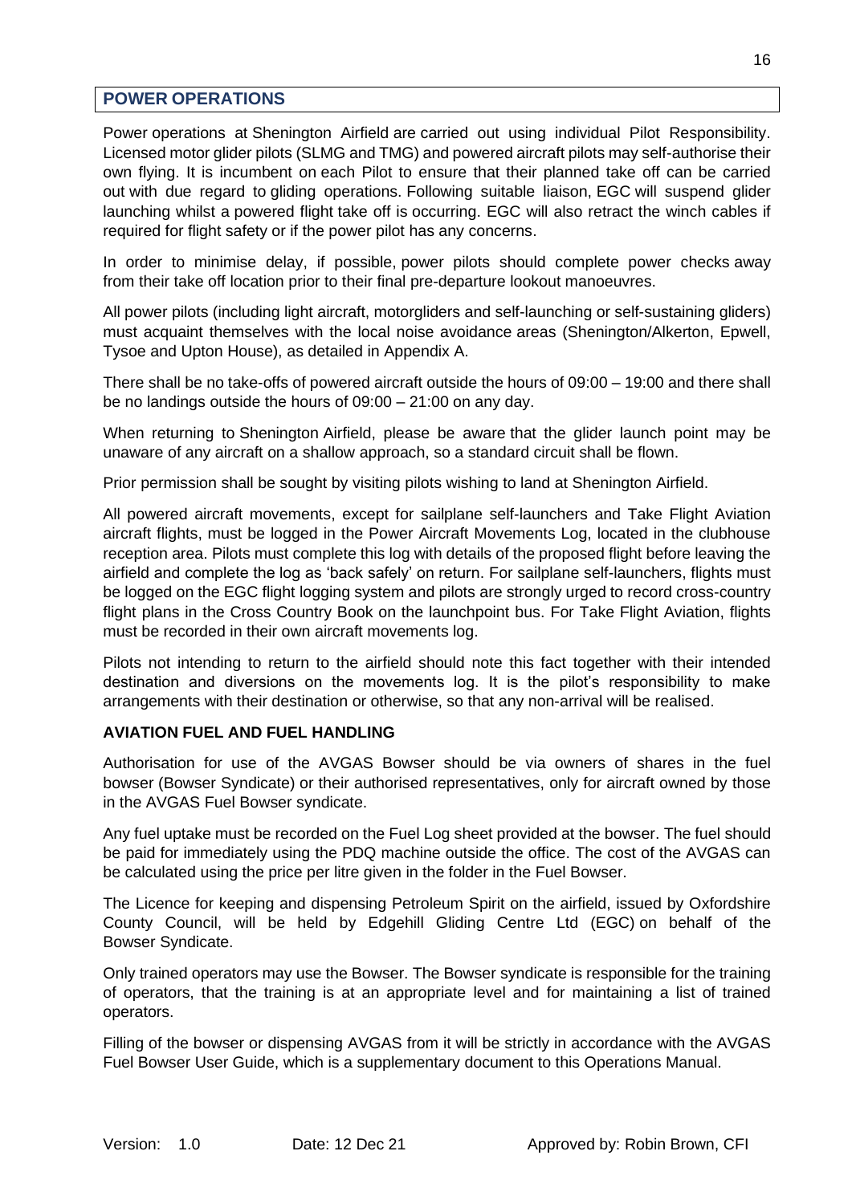## POWER OPERATIONS

Power operations at Shenington Airfield are carried out using individual Pilot Responsibility. Licensed motor glider pilots (SLMG and TMG) and powered aircraft pilots may self-authorise their own flying. It is incumbent on each Pilot to ensure that their planned take off can be carried out with due regard to gliding operations. Following suitable liaison, EGC will suspend glider launching whilst a powered flight take off is occurring. EGC will also retract the winch cables if required for flight safety or if the power pilot has any concerns.

In order to minimise delay, if possible, power pilots should complete power checks away from their take off location prior to their final pre-departure lookout manoeuvres.

All power pilots (including light aircraft, motorgliders and self-launching or self-sustaining gliders) must acquaint themselves with the local noise avoidance areas (Shenington/Alkerton, Epwell, Tysoe and Upton House), as detailed in Appendix A.

There shall be no take-offs of powered aircraft outside the hours of 09:00 – 19:00 and there shall be no landings outside the hours of 09:00 – 21:00 on any day.

When returning to Shenington Airfield, please be aware that the glider launch point may be unaware of any aircraft on a shallow approach, so a standard circuit shall be flown.

Prior permission shall be sought by visiting pilots wishing to land at Shenington Airfield.

All powered aircraft movements, except for sailplane self-launchers and Take Flight Aviation aircraft flights, must be logged in the Power Aircraft Movements Log, located in the clubhouse reception area. Pilots must complete this log with details of the proposed flight before leaving the airfield and complete the log as 'back safely' on return. For sailplane self-launchers, flights must be logged on the EGC flight logging system and pilots are strongly urged to record cross-country flight plans in the Cross Country Book on the launchpoint bus. For Take Flight Aviation, flights must be recorded in their own aircraft movements log.

Pilots not intending to return to the airfield should note this fact together with their intended destination and diversions on the movements log. It is the pilot's responsibility to make arrangements with their destination or otherwise, so that any non-arrival will be realised.

### AVIATION FUEL AND FUEL HANDLING

Authorisation for use of the AVGAS Bowser should be via owners of shares in the fuel bowser (Bowser Syndicate) or their authorised representatives, only for aircraft owned by those in the AVGAS Fuel Bowser syndicate.

Any fuel uptake must be recorded on the Fuel Log sheet provided at the bowser. The fuel should be paid for immediately using the PDQ machine outside the office. The cost of the AVGAS can be calculated using the price per litre given in the folder in the Fuel Bowser.

The Licence for keeping and dispensing Petroleum Spirit on the airfield, issued by Oxfordshire County Council, will be held by Edgehill Gliding Centre Ltd (EGC) on behalf of the Bowser Syndicate.

Only trained operators may use the Bowser. The Bowser syndicate is responsible for the training of operators, that the training is at an appropriate level and for maintaining a list of trained operators.

Filling of the bowser or dispensing AVGAS from it will be strictly in accordance with the AVGAS Fuel Bowser User Guide, which is a supplementary document to this Operations Manual.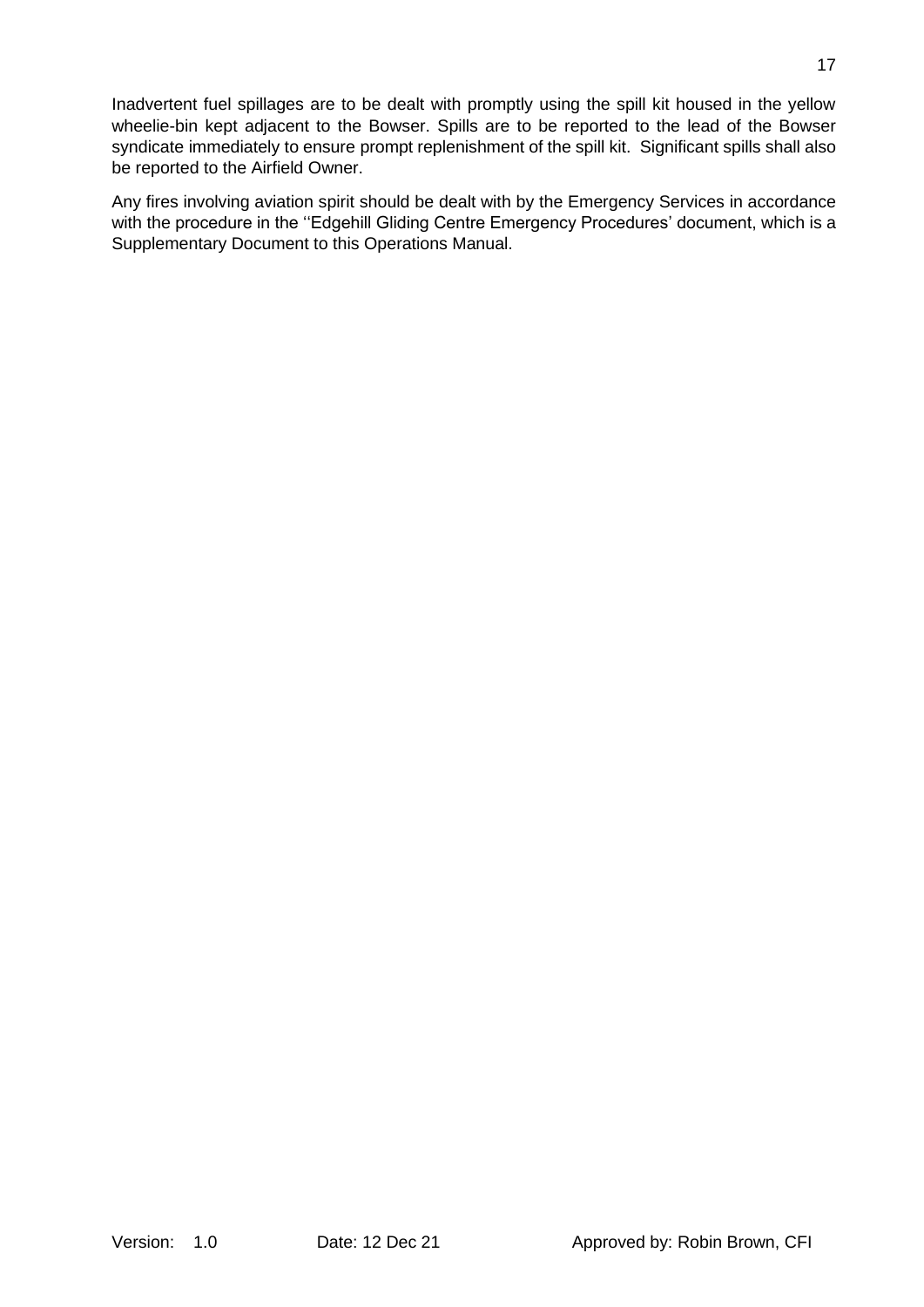Inadvertent fuel spillages are to be dealt with promptly using the spill kit housed in the yellow wheelie-bin kept adjacent to the Bowser. Spills are to be reported to the lead of the Bowser syndicate immediately to ensure prompt replenishment of the spill kit. Significant spills shall also be reported to the Airfield Owner.

Any fires involving aviation spirit should be dealt with by the Emergency Services in accordance with the procedure in the ''Edgehill Gliding Centre Emergency Procedures' document, which is a Supplementary Document to this Operations Manual.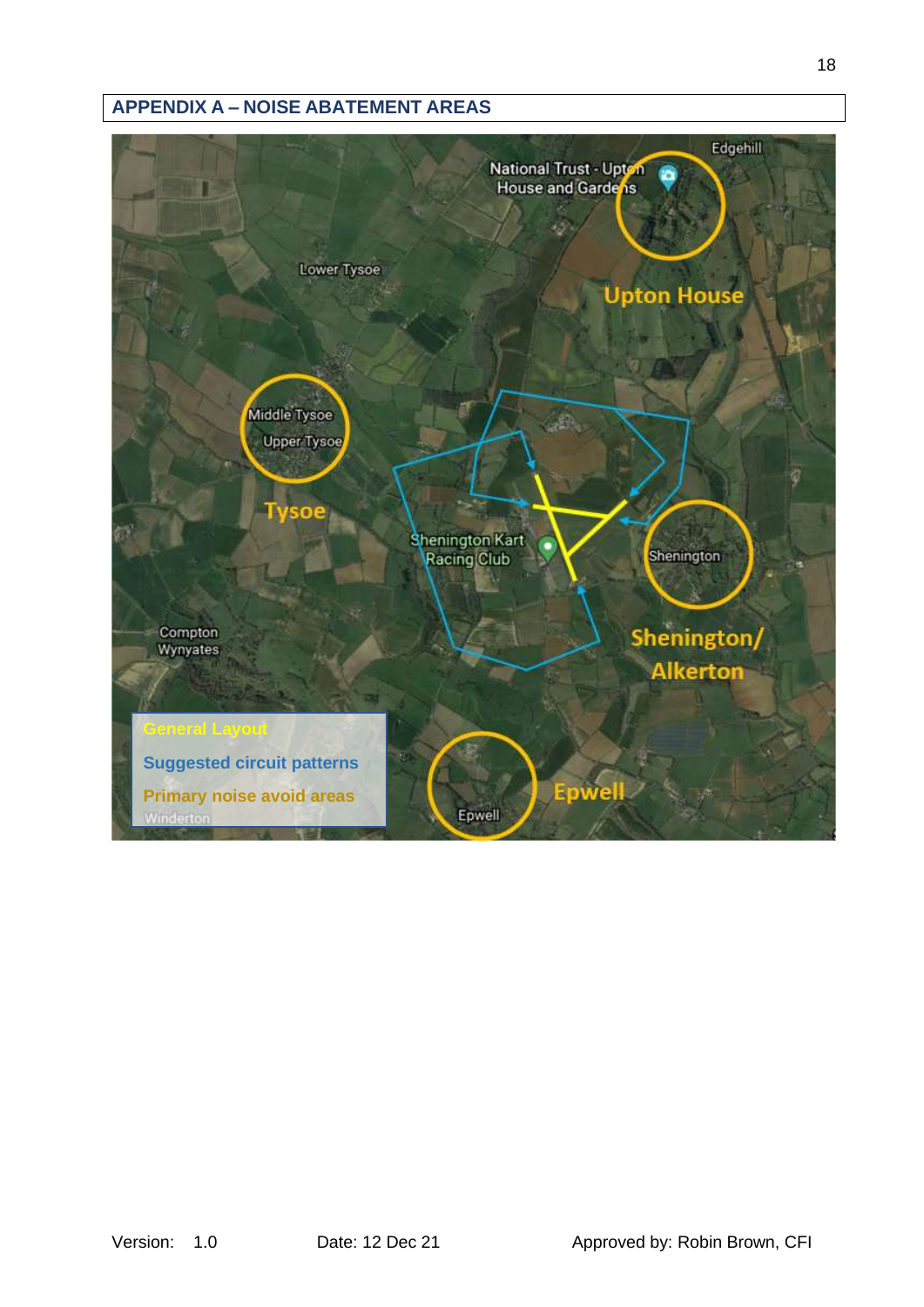## APPENDIX A – NOISE ABATEMENT AREAS

Edgehill

National Trust - Upton House and Gardens

Upton House

Lower Tysoe

Middle Tysoe

Upper Tysoe

Tysoe

Shenington Kart Racing Club

Shenington

Shenington/ Alkerton

Compton Wynyates

Epwell

General Layout

Suggested circuit patterns

Primary noise avoid areas

Winderton

Version: 1.0 Date: 12 Dec 21 Approved by: Robin Brown, CFI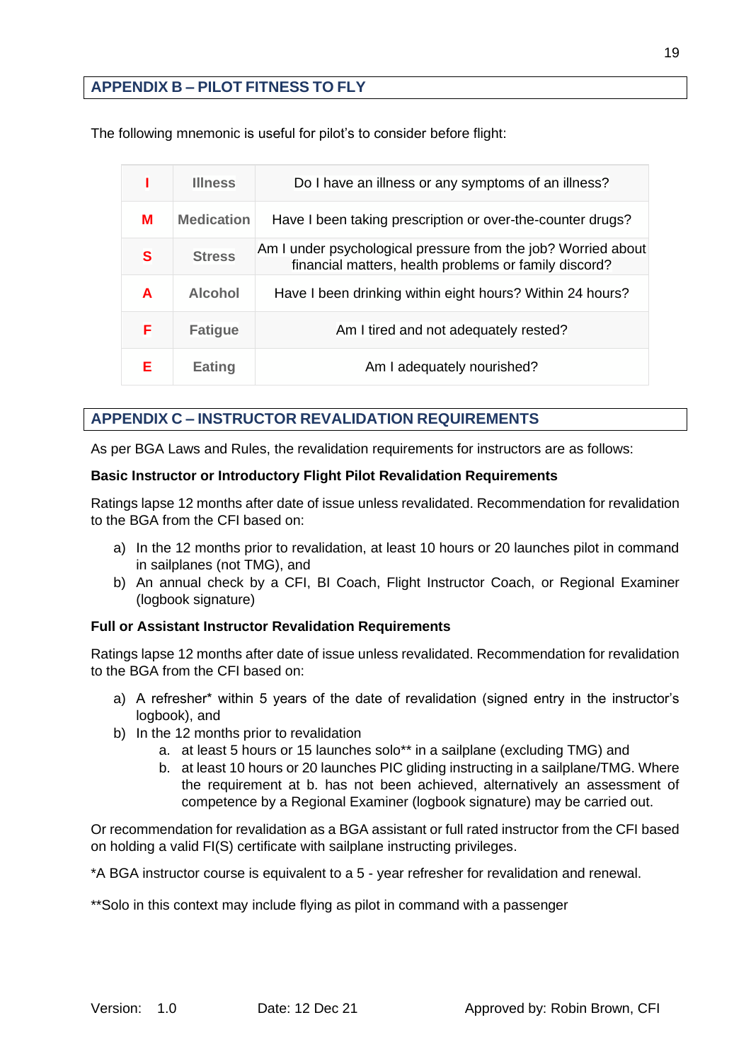## APPENDIX B – PILOT FITNESS TO FLY

The following mnemonic is useful for pilot's to consider before flight:

| | | |
|---|---|---|
| **I** | **Illness** | Do I have an illness or any symptoms of an illness? |
| **M** | **Medication** | Have I been taking prescription or over-the-counter drugs? |
| **S** | **Stress** | Am I under psychological pressure from the job? Worried about financial matters, health problems or family discord? |
| **A** | **Alcohol** | Have I been drinking within eight hours? Within 24 hours? |
| **F** | **Fatigue** | Am I tired and not adequately rested? |
| **E** | **Eating** | Am I adequately nourished? |

## APPENDIX C – INSTRUCTOR REVALIDATION REQUIREMENTS

As per BGA Laws and Rules, the revalidation requirements for instructors are as follows:

**Basic Instructor or Introductory Flight Pilot Revalidation Requirements**

Ratings lapse 12 months after date of issue unless revalidated. Recommendation for revalidation to the BGA from the CFI based on:

a) In the 12 months prior to revalidation, at least 10 hours or 20 launches pilot in command in sailplanes (not TMG), and
b) An annual check by a CFI, BI Coach, Flight Instructor Coach, or Regional Examiner (logbook signature)

**Full or Assistant Instructor Revalidation Requirements**

Ratings lapse 12 months after date of issue unless revalidated. Recommendation for revalidation to the BGA from the CFI based on:

a) A refresher* within 5 years of the date of revalidation (signed entry in the instructor's logbook), and
b) In the 12 months prior to revalidation
    a. at least 5 hours or 15 launches solo** in a sailplane (excluding TMG) and
    b. at least 10 hours or 20 launches PIC gliding instructing in a sailplane/TMG. Where the requirement at b. has not been achieved, alternatively an assessment of competence by a Regional Examiner (logbook signature) may be carried out.

Or recommendation for revalidation as a BGA assistant or full rated instructor from the CFI based on holding a valid FI(S) certificate with sailplane instructing privileges.

*A BGA instructor course is equivalent to a 5 - year refresher for revalidation and renewal.

**Solo in this context may include flying as pilot in command with a passenger

Version: 1.0 Date: 12 Dec 21 Approved by: Robin Brown, CFI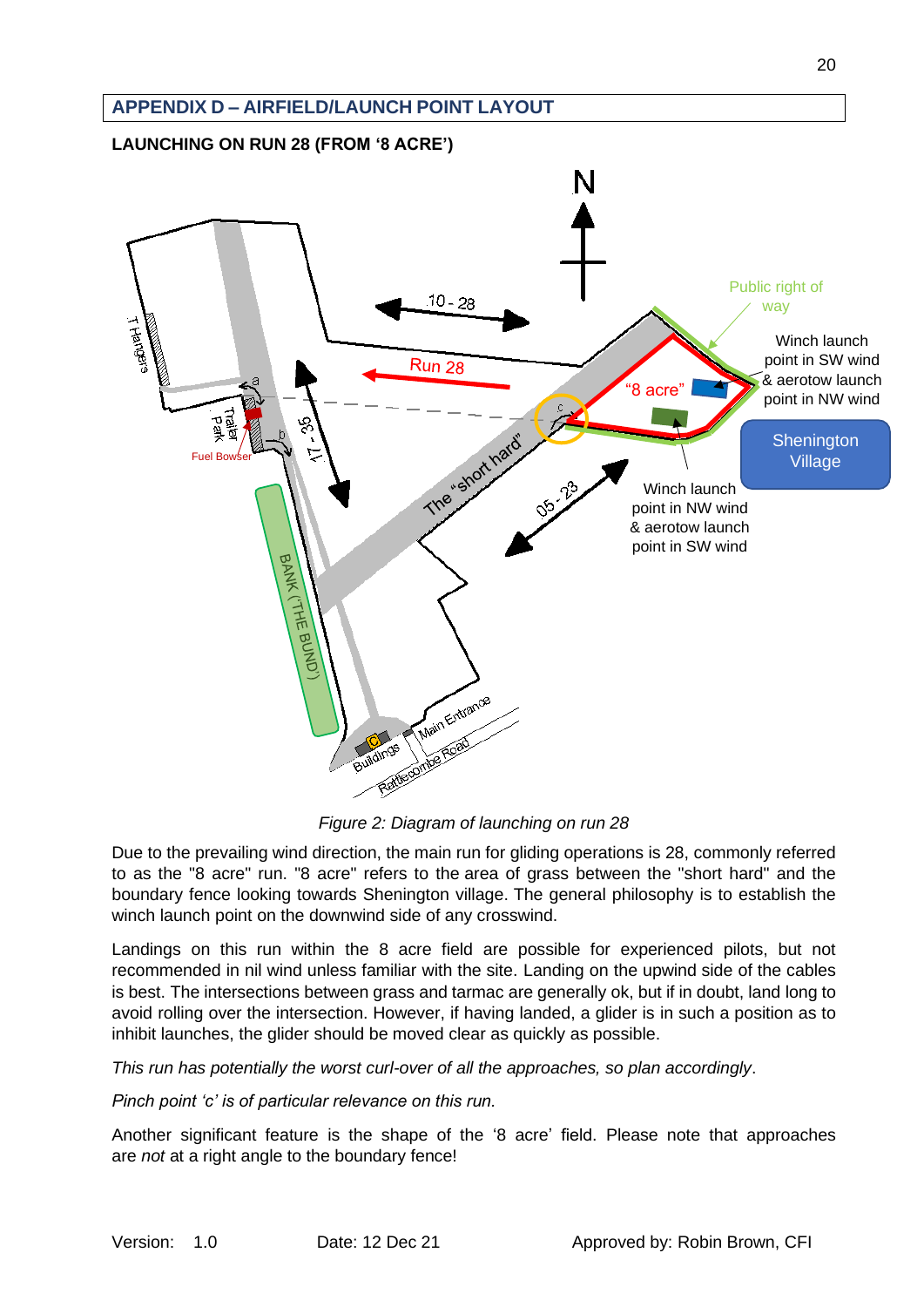## APPENDIX D – AIRFIELD/LAUNCH POINT LAYOUT

**LAUNCHING ON RUN 28 (FROM '8 ACRE')**

*Figure 2: Diagram of launching on run 28*

Due to the prevailing wind direction, the main run for gliding operations is 28, commonly referred to as the "8 acre" run. "8 acre" refers to the area of grass between the "short hard" and the boundary fence looking towards Shenington village. The general philosophy is to establish the winch launch point on the downwind side of any crosswind.

Landings on this run within the 8 acre field are possible for experienced pilots, but not recommended in nil wind unless familiar with the site. Landing on the upwind side of the cables is best. The intersections between grass and tarmac are generally ok, but if in doubt, land long to avoid rolling over the intersection. However, if having landed, a glider is in such a position as to inhibit launches, the glider should be moved clear as quickly as possible.

*This run has potentially the worst curl-over of all the approaches, so plan accordingly*.

*Pinch point 'c' is of particular relevance on this run.*

Another significant feature is the shape of the '8 acre' field. Please note that approaches are *not* at a right angle to the boundary fence!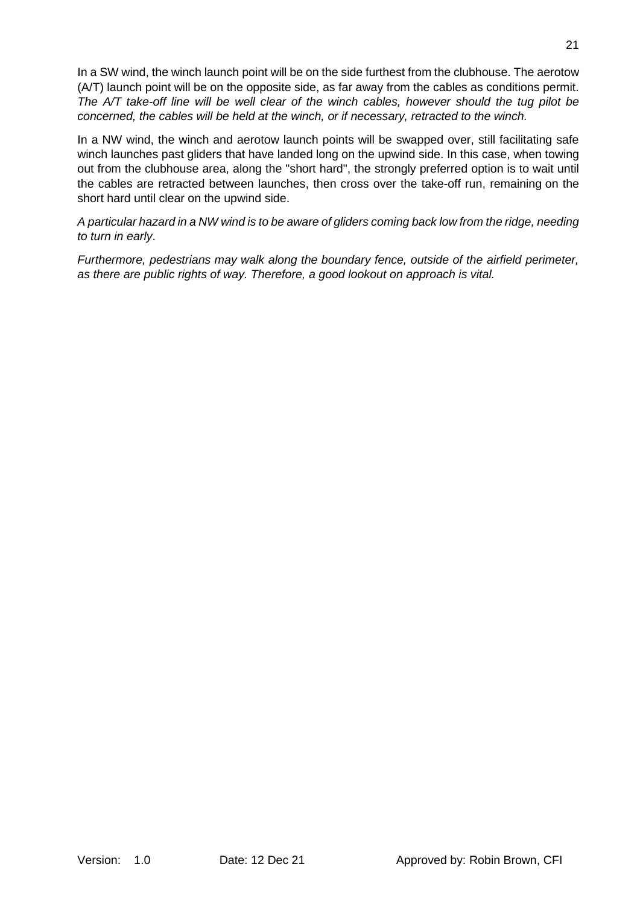In a SW wind, the winch launch point will be on the side furthest from the clubhouse. The aerotow (A/T) launch point will be on the opposite side, as far away from the cables as conditions permit. *The A/T take-off line will be well clear of the winch cables, however should the tug pilot be concerned, the cables will be held at the winch, or if necessary, retracted to the winch.*

In a NW wind, the winch and aerotow launch points will be swapped over, still facilitating safe winch launches past gliders that have landed long on the upwind side. In this case, when towing out from the clubhouse area, along the "short hard", the strongly preferred option is to wait until the cables are retracted between launches, then cross over the take-off run, remaining on the short hard until clear on the upwind side.

*A particular hazard in a NW wind is to be aware of gliders coming back low from the ridge, needing to turn in early*.

*Furthermore, pedestrians may walk along the boundary fence, outside of the airfield perimeter, as there are public rights of way. Therefore, a good lookout on approach is vital.*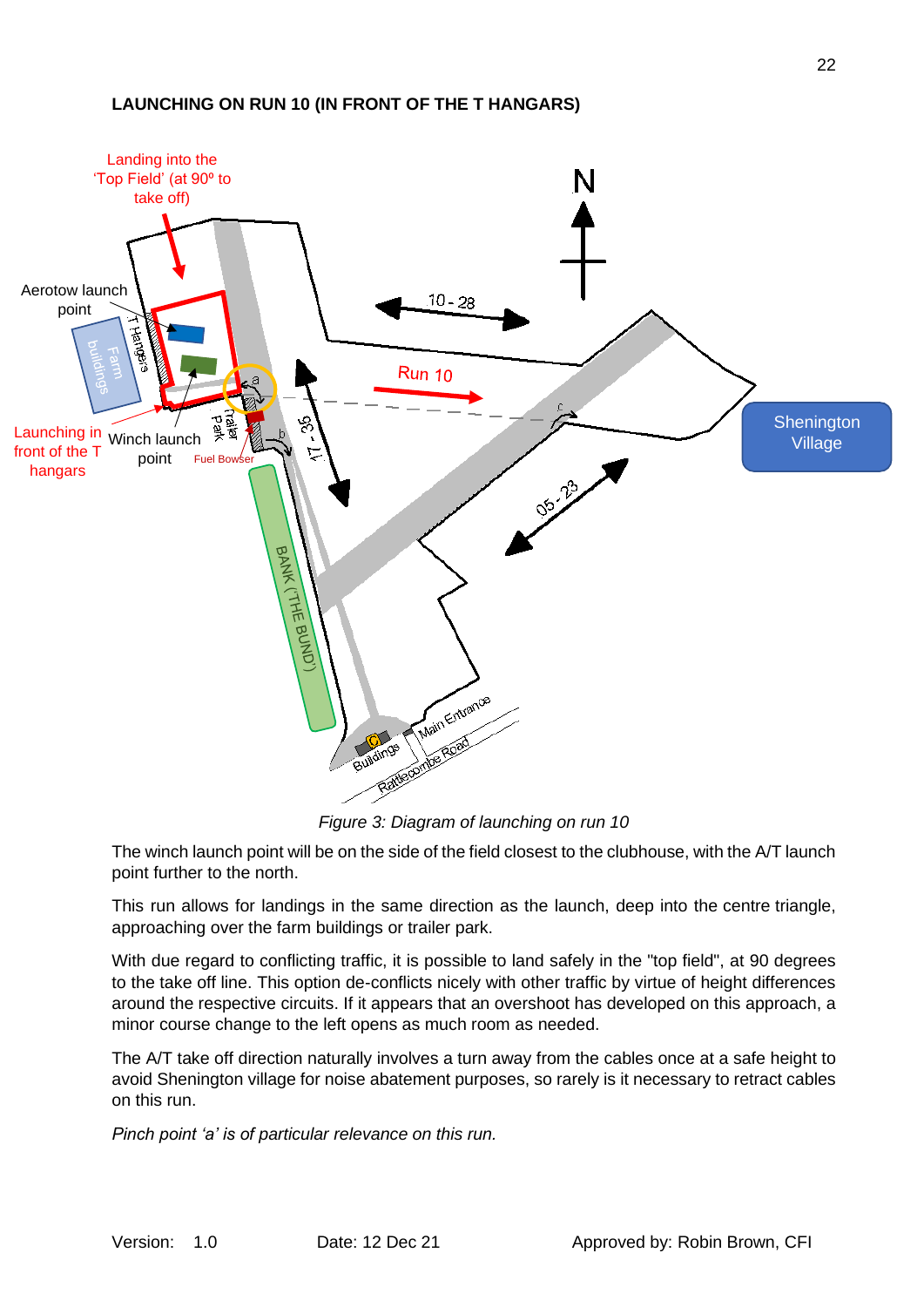**LAUNCHING ON RUN 10 (IN FRONT OF THE T HANGARS)**

*Figure 3: Diagram of launching on run 10*

The winch launch point will be on the side of the field closest to the clubhouse, with the A/T launch point further to the north.

This run allows for landings in the same direction as the launch, deep into the centre triangle, approaching over the farm buildings or trailer park.

With due regard to conflicting traffic, it is possible to land safely in the "top field", at 90 degrees to the take off line. This option de-conflicts nicely with other traffic by virtue of height differences around the respective circuits. If it appears that an overshoot has developed on this approach, a minor course change to the left opens as much room as needed.

The A/T take off direction naturally involves a turn away from the cables once at a safe height to avoid Shenington village for noise abatement purposes, so rarely is it necessary to retract cables on this run.

*Pinch point 'a' is of particular relevance on this run.*

Version: 1.0 Date: 12 Dec 21 Approved by: Robin Brown, CFI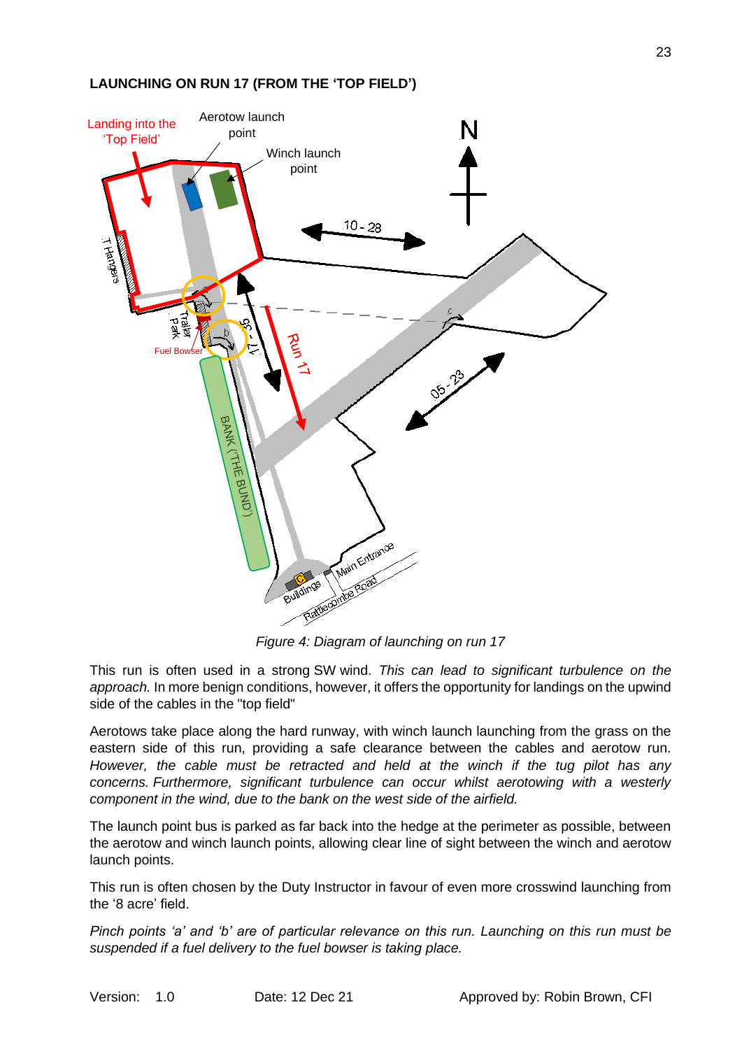**LAUNCHING ON RUN 17 (FROM THE 'TOP FIELD')**

*Figure 4: Diagram of launching on run 17*

This run is often used in a strong SW wind. *This can lead to significant turbulence on the approach.* In more benign conditions, however, it offers the opportunity for landings on the upwind side of the cables in the "top field"

Aerotows take place along the hard runway, with winch launch launching from the grass on the eastern side of this run, providing a safe clearance between the cables and aerotow run. *However, the cable must be retracted and held at the winch if the tug pilot has any concerns. Furthermore, significant turbulence can occur whilst aerotowing with a westerly component in the wind, due to the bank on the west side of the airfield.*

The launch point bus is parked as far back into the hedge at the perimeter as possible, between the aerotow and winch launch points, allowing clear line of sight between the winch and aerotow launch points.

This run is often chosen by the Duty Instructor in favour of even more crosswind launching from the '8 acre' field.

*Pinch points 'a' and 'b' are of particular relevance on this run. Launching on this run must be suspended if a fuel delivery to the fuel bowser is taking place.*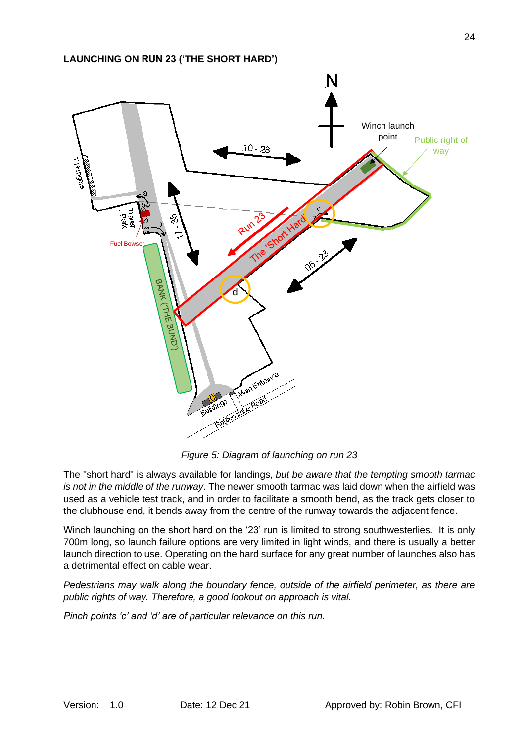## LAUNCHING ON RUN 23 ('THE SHORT HARD')

*Figure 5: Diagram of launching on run 23*

The "short hard" is always available for landings, *but be aware that the tempting smooth tarmac is not in the middle of the runway*. The newer smooth tarmac was laid down when the airfield was used as a vehicle test track, and in order to facilitate a smooth bend, as the track gets closer to the clubhouse end, it bends away from the centre of the runway towards the adjacent fence.

Winch launching on the short hard on the '23' run is limited to strong southwesterlies. It is only 700m long, so launch failure options are very limited in light winds, and there is usually a better launch direction to use. Operating on the hard surface for any great number of launches also has a detrimental effect on cable wear.

*Pedestrians may walk along the boundary fence, outside of the airfield perimeter, as there are public rights of way. Therefore, a good lookout on approach is vital.*

*Pinch points 'c' and 'd' are of particular relevance on this run.*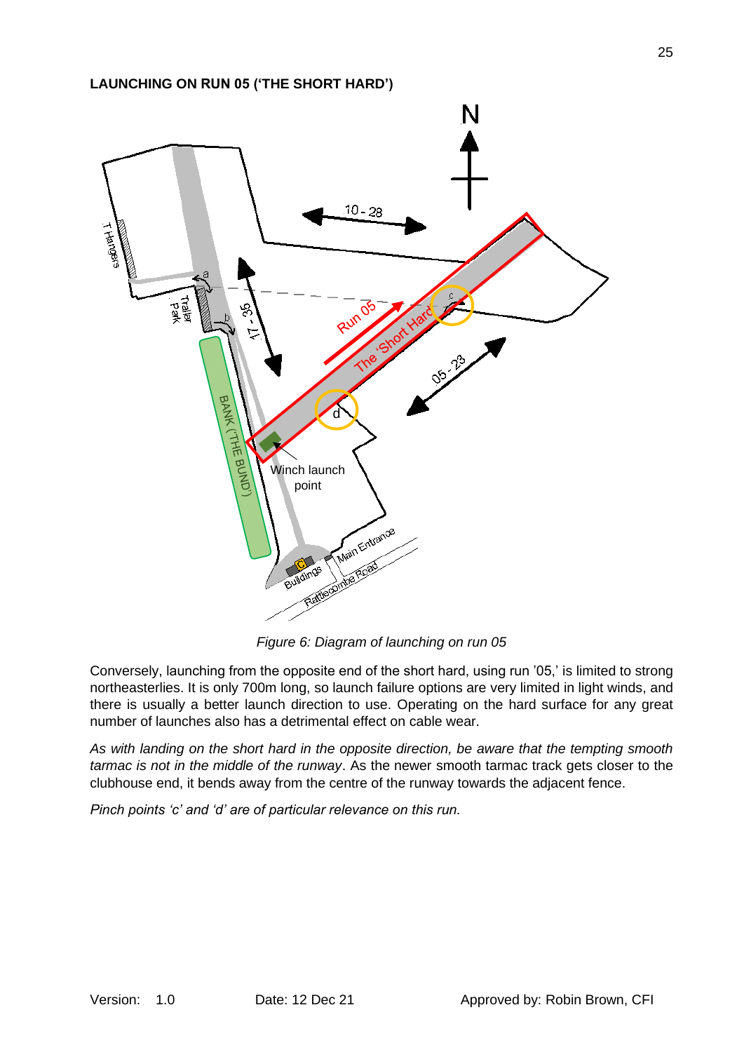**LAUNCHING ON RUN 05 ('THE SHORT HARD')**

*Figure 6: Diagram of launching on run 05*

Conversely, launching from the opposite end of the short hard, using run '05,' is limited to strong northeasterlies. It is only 700m long, so launch failure options are very limited in light winds, and there is usually a better launch direction to use. Operating on the hard surface for any great number of launches also has a detrimental effect on cable wear.

*As with landing on the short hard in the opposite direction, be aware that the tempting smooth tarmac is not in the middle of the runway*. As the newer smooth tarmac track gets closer to the clubhouse end, it bends away from the centre of the runway towards the adjacent fence.

*Pinch points 'c' and 'd' are of particular relevance on this run.*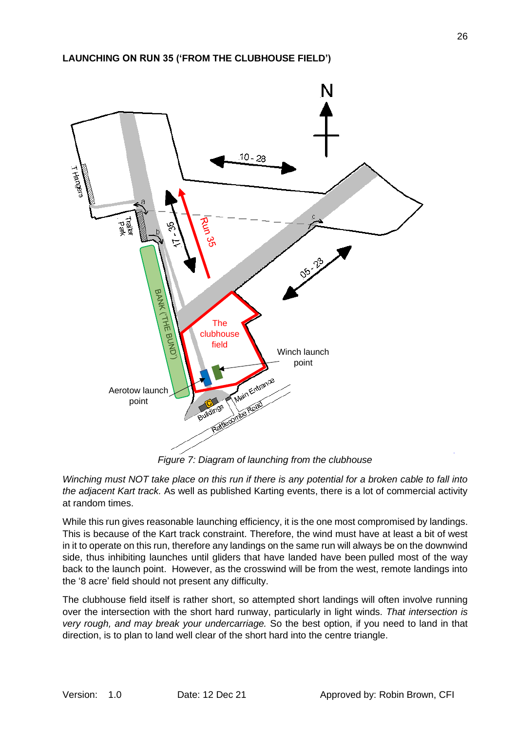**LAUNCHING ON RUN 35 ('FROM THE CLUBHOUSE FIELD')**

*Figure 7: Diagram of launching from the clubhouse*

*Winching must NOT take place on this run if there is any potential for a broken cable to fall into the adjacent Kart track.* As well as published Karting events, there is a lot of commercial activity at random times.

While this run gives reasonable launching efficiency, it is the one most compromised by landings. This is because of the Kart track constraint. Therefore, the wind must have at least a bit of west in it to operate on this run, therefore any landings on the same run will always be on the downwind side, thus inhibiting launches until gliders that have landed have been pulled most of the way back to the launch point. However, as the crosswind will be from the west, remote landings into the '8 acre' field should not present any difficulty.

The clubhouse field itself is rather short, so attempted short landings will often involve running over the intersection with the short hard runway, particularly in light winds. *That intersection is very rough, and may break your undercarriage.* So the best option, if you need to land in that direction, is to plan to land well clear of the short hard into the centre triangle.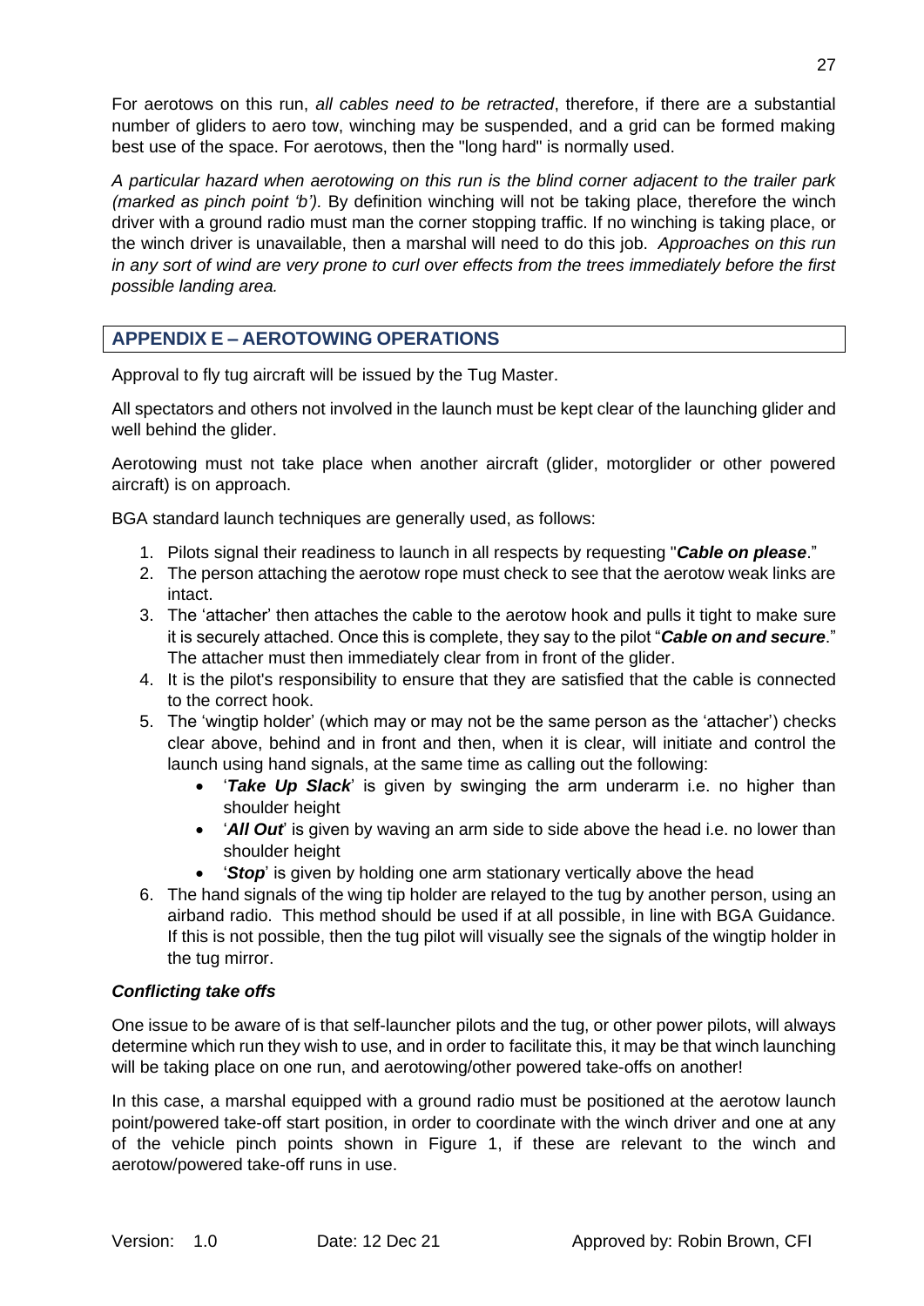For aerotows on this run, *all cables need to be retracted*, therefore, if there are a substantial number of gliders to aero tow, winching may be suspended, and a grid can be formed making best use of the space. For aerotows, then the "long hard" is normally used.

*A particular hazard when aerotowing on this run is the blind corner adjacent to the trailer park (marked as pinch point 'b').* By definition winching will not be taking place, therefore the winch driver with a ground radio must man the corner stopping traffic. If no winching is taking place, or the winch driver is unavailable, then a marshal will need to do this job. *Approaches on this run in any sort of wind are very prone to curl over effects from the trees immediately before the first possible landing area.*

## APPENDIX E – AEROTOWING OPERATIONS

Approval to fly tug aircraft will be issued by the Tug Master.

All spectators and others not involved in the launch must be kept clear of the launching glider and well behind the glider.

Aerotowing must not take place when another aircraft (glider, motorglider or other powered aircraft) is on approach.

BGA standard launch techniques are generally used, as follows:

1. Pilots signal their readiness to launch in all respects by requesting "***Cable on please***."
2. The person attaching the aerotow rope must check to see that the aerotow weak links are intact.
3. The 'attacher' then attaches the cable to the aerotow hook and pulls it tight to make sure it is securely attached. Once this is complete, they say to the pilot "***Cable on and secure***." The attacher must then immediately clear from in front of the glider.
4. It is the pilot's responsibility to ensure that they are satisfied that the cable is connected to the correct hook.
5. The 'wingtip holder' (which may or may not be the same person as the 'attacher') checks clear above, behind and in front and then, when it is clear, will initiate and control the launch using hand signals, at the same time as calling out the following:
   - '***Take Up Slack***' is given by swinging the arm underarm i.e. no higher than shoulder height
   - '***All Out***' is given by waving an arm side to side above the head i.e. no lower than shoulder height
   - '***Stop***' is given by holding one arm stationary vertically above the head
6. The hand signals of the wing tip holder are relayed to the tug by another person, using an airband radio. This method should be used if at all possible, in line with BGA Guidance. If this is not possible, then the tug pilot will visually see the signals of the wingtip holder in the tug mirror.

### *Conflicting take offs*

One issue to be aware of is that self-launcher pilots and the tug, or other power pilots, will always determine which run they wish to use, and in order to facilitate this, it may be that winch launching will be taking place on one run, and aerotowing/other powered take-offs on another!

In this case, a marshal equipped with a ground radio must be positioned at the aerotow launch point/powered take-off start position, in order to coordinate with the winch driver and one at any of the vehicle pinch points shown in Figure 1, if these are relevant to the winch and aerotow/powered take-off runs in use.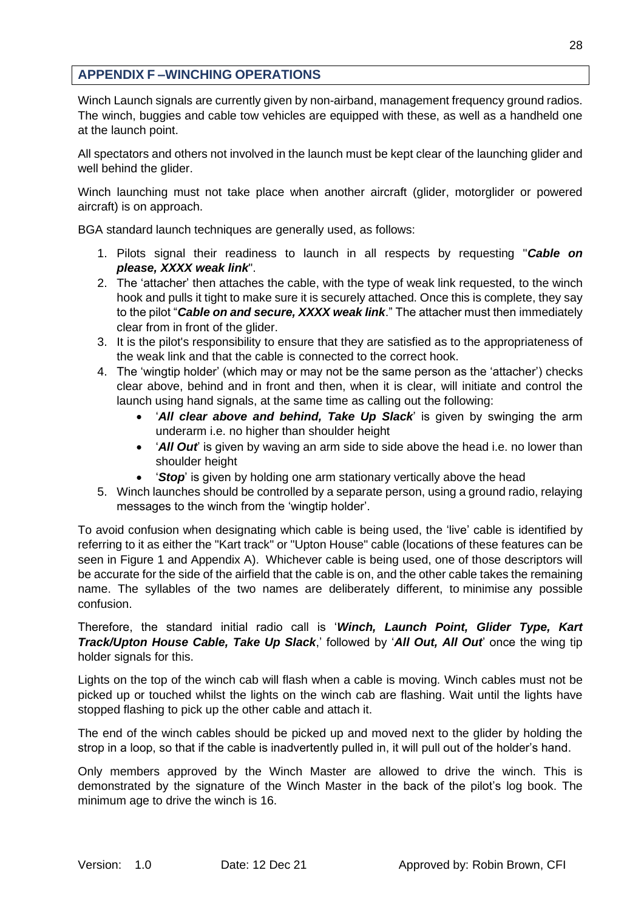## APPENDIX F –WINCHING OPERATIONS

Winch Launch signals are currently given by non-airband, management frequency ground radios. The winch, buggies and cable tow vehicles are equipped with these, as well as a handheld one at the launch point.

All spectators and others not involved in the launch must be kept clear of the launching glider and well behind the glider.

Winch launching must not take place when another aircraft (glider, motorglider or powered aircraft) is on approach.

BGA standard launch techniques are generally used, as follows:

1. Pilots signal their readiness to launch in all respects by requesting "***Cable on please, XXXX weak link***".
2. The 'attacher' then attaches the cable, with the type of weak link requested, to the winch hook and pulls it tight to make sure it is securely attached. Once this is complete, they say to the pilot "***Cable on and secure, XXXX weak link***." The attacher must then immediately clear from in front of the glider.
3. It is the pilot's responsibility to ensure that they are satisfied as to the appropriateness of the weak link and that the cable is connected to the correct hook.
4. The 'wingtip holder' (which may or may not be the same person as the 'attacher') checks clear above, behind and in front and then, when it is clear, will initiate and control the launch using hand signals, at the same time as calling out the following:
   - '***All clear above and behind, Take Up Slack***' is given by swinging the arm underarm i.e. no higher than shoulder height
   - '***All Out***' is given by waving an arm side to side above the head i.e. no lower than shoulder height
   - '***Stop***' is given by holding one arm stationary vertically above the head
5. Winch launches should be controlled by a separate person, using a ground radio, relaying messages to the winch from the 'wingtip holder'.

To avoid confusion when designating which cable is being used, the 'live' cable is identified by referring to it as either the "Kart track" or "Upton House" cable (locations of these features can be seen in Figure 1 and Appendix A). Whichever cable is being used, one of those descriptors will be accurate for the side of the airfield that the cable is on, and the other cable takes the remaining name. The syllables of the two names are deliberately different, to minimise any possible confusion.

Therefore, the standard initial radio call is '***Winch, Launch Point, Glider Type, Kart Track/Upton House Cable, Take Up Slack***,' followed by '***All Out, All Out***' once the wing tip holder signals for this.

Lights on the top of the winch cab will flash when a cable is moving. Winch cables must not be picked up or touched whilst the lights on the winch cab are flashing. Wait until the lights have stopped flashing to pick up the other cable and attach it.

The end of the winch cables should be picked up and moved next to the glider by holding the strop in a loop, so that if the cable is inadvertently pulled in, it will pull out of the holder's hand.

Only members approved by the Winch Master are allowed to drive the winch. This is demonstrated by the signature of the Winch Master in the back of the pilot's log book. The minimum age to drive the winch is 16.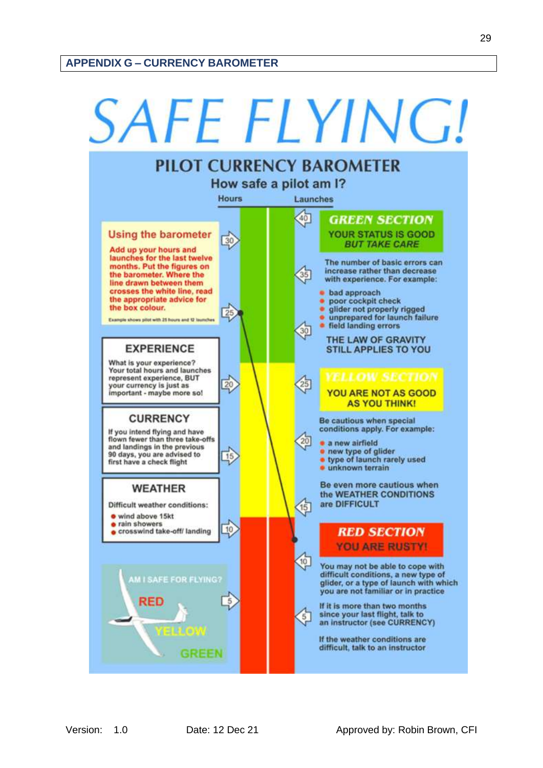## APPENDIX G – CURRENCY BAROMETER

# SAFE FLYING!

## PILOT CURRENCY BAROMETER

### How safe a pilot am I?

Hours | Launches

**Using the barometer**

Add up your hours and launches for the last twelve months. Put the figures on the barometer. Where the line drawn between them crosses the white line, read the appropriate advice for the box colour.

Example shows pilot with 25 hours and 12 launches

**EXPERIENCE**

What is your experience? Your total hours and launches represent experience, BUT your currency is just as important - maybe more so!

**CURRENCY**

If you intend flying and have flown fewer than three take-offs and landings in the previous 90 days, you are advised to first have a check flight

**WEATHER**

Difficult weather conditions:

- wind above 15kt
- rain showers
- crosswind take-off/ landing

AM I SAFE FOR FLYING?

RED

YELLOW

GREEN

Hours scale: 30, 25, 20, 15, 10, 5

Launches scale: 40, 35, 30, 25, 20, 15, 10, 5

**GREEN SECTION**

**YOUR STATUS IS GOOD BUT TAKE CARE**

The number of basic errors can increase rather than decrease with experience. For example:

- bad approach
- poor cockpit check
- glider not properly rigged
- unprepared for launch failure
- field landing errors

THE LAW OF GRAVITY STILL APPLIES TO YOU

**YELLOW SECTION**

**YOU ARE NOT AS GOOD AS YOU THINK!**

Be cautious when special conditions apply. For example:

- a new airfield
- new type of glider
- type of launch rarely used
- unknown terrain

Be even more cautious when the WEATHER CONDITIONS are DIFFICULT

**RED SECTION**

**YOU ARE RUSTY!**

You may not be able to cope with difficult conditions, a new type of glider, or a type of launch with which you are not familiar or in practice

If it is more than two months since your last flight, talk to an instructor (see CURRENCY)

If the weather conditions are difficult, talk to an instructor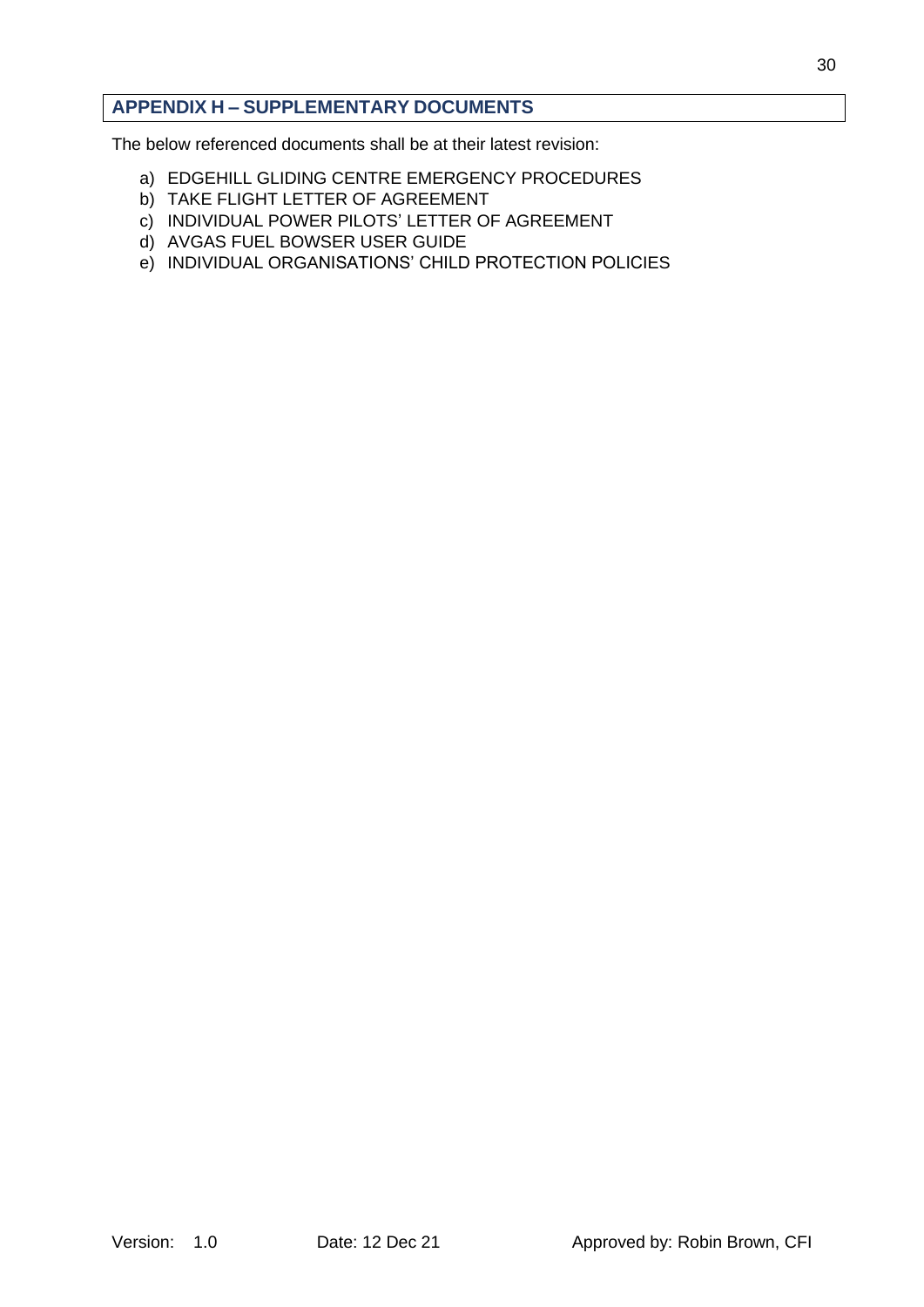## APPENDIX H – SUPPLEMENTARY DOCUMENTS

The below referenced documents shall be at their latest revision:

a) EDGEHILL GLIDING CENTRE EMERGENCY PROCEDURES
b) TAKE FLIGHT LETTER OF AGREEMENT
c) INDIVIDUAL POWER PILOTS' LETTER OF AGREEMENT
d) AVGAS FUEL BOWSER USER GUIDE
e) INDIVIDUAL ORGANISATIONS' CHILD PROTECTION POLICIES